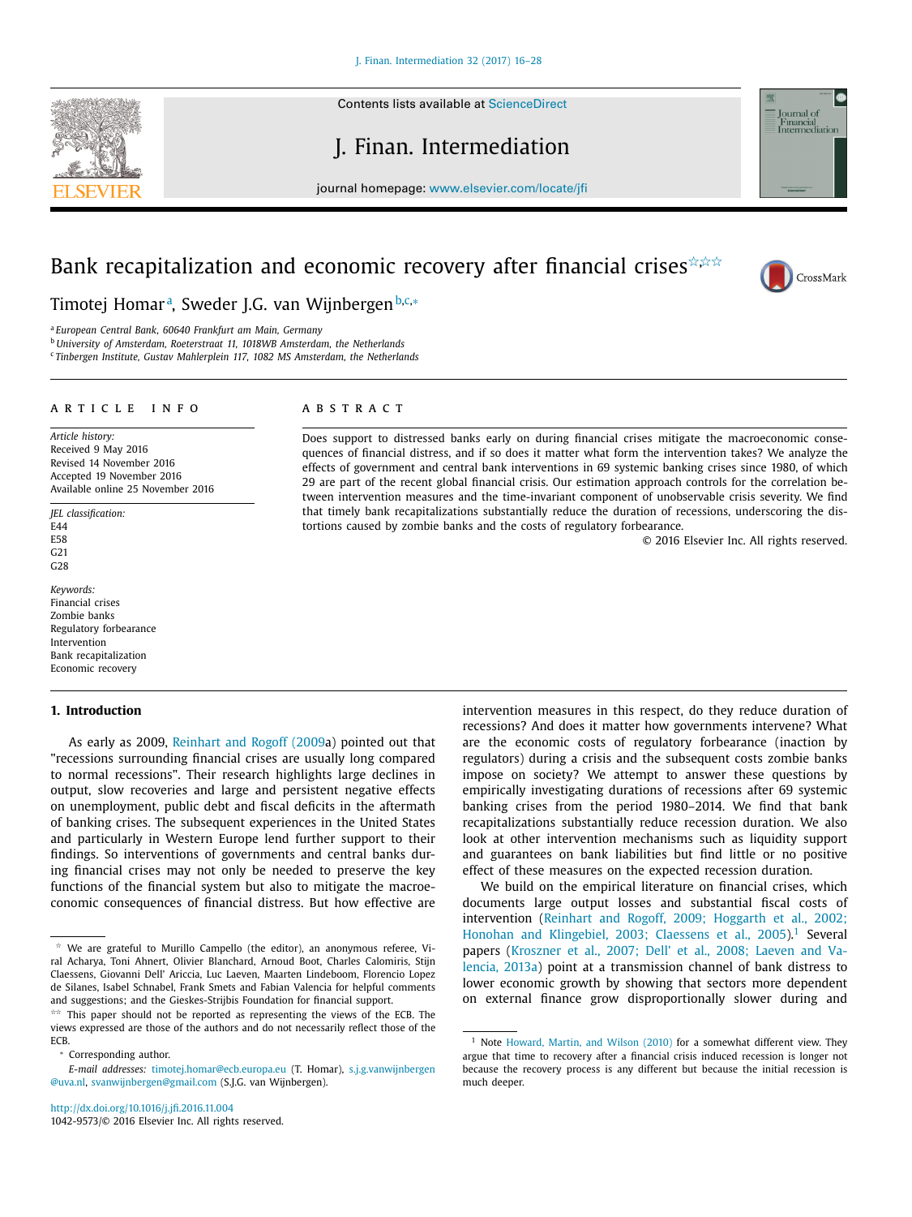# Bank recapitalization and economic recovery after financial crises[☆,☆☆]

Timotej Homar[a], Sweder J.G. van Wijnbergen[b,c,*]

[a] European Central Bank, 60640 Frankfurt am Main, Germany
[b] University of Amsterdam, Roeterstraat 11, 1018WB Amsterdam, the Netherlands
[c] Tinbergen Institute, Gustav Mahlerplein 117, 1082 MS Amsterdam, the Netherlands

## ARTICLE INFO

*Article history:*
Received 9 May 2016
Revised 14 November 2016
Accepted 19 November 2016
Available online 25 November 2016

*JEL classification:*
E44
E58
G21
G28

*Keywords:*
Financial crises
Zombie banks
Regulatory forbearance
Intervention
Bank recapitalization
Economic recovery

## ABSTRACT

Does support to distressed banks early on during financial crises mitigate the macroeconomic consequences of financial distress, and if so does it matter what form the intervention takes? We analyze the effects of government and central bank interventions in 69 systemic banking crises since 1980, of which 29 are part of the recent global financial crisis. Our estimation approach controls for the correlation between intervention measures and the time-invariant component of unobservable crisis severity. We find that timely bank recapitalizations substantially reduce the duration of recessions, underscoring the distortions caused by zombie banks and the costs of regulatory forbearance.

© 2016 Elsevier Inc. All rights reserved.

## 1. Introduction

As early as 2009, Reinhart and Rogoff (2009a) pointed out that "recessions surrounding financial crises are usually long compared to normal recessions". Their research highlights large declines in output, slow recoveries and large and persistent negative effects on unemployment, public debt and fiscal deficits in the aftermath of banking crises. The subsequent experiences in the United States and particularly in Western Europe lend further support to their findings. So interventions of governments and central banks during financial crises may not only be needed to preserve the key functions of the financial system but also to mitigate the macroeconomic consequences of financial distress. But how effective are intervention measures in this respect, do they reduce duration of recessions? And does it matter how governments intervene? What are the economic costs of regulatory forbearance (inaction by regulators) during a crisis and the subsequent costs zombie banks impose on society? We attempt to answer these questions by empirically investigating durations of recessions after 69 systemic banking crises from the period 1980–2014. We find that bank recapitalizations substantially reduce recession duration. We also look at other intervention mechanisms such as liquidity support and guarantees on bank liabilities but find little or no positive effect of these measures on the expected recession duration.

We build on the empirical literature on financial crises, which documents large output losses and substantial fiscal costs of intervention (Reinhart and Rogoff, 2009; Hoggarth et al., 2002; Honohan and Klingebiel, 2003; Claessens et al., 2005).[1] Several papers (Kroszner et al., 2007; Dell' et al., 2008; Laeven and Valencia, 2013a) point at a transmission channel of bank distress to lower economic growth by showing that sectors more dependent on external finance grow disproportionally slower during and

---

☆ We are grateful to Murillo Campello (the editor), an anonymous referee, Viral Acharya, Toni Ahnert, Olivier Blanchard, Arnoud Boot, Charles Calomiris, Stijn Claessens, Giovanni Dell' Ariccia, Luc Laeven, Maarten Lindeboom, Florencio Lopez de Silanes, Isabel Schnabel, Frank Smets and Fabian Valencia for helpful comments and suggestions; and the Gieskes-Strijbis Foundation for financial support.

☆☆ This paper should not be reported as representing the views of the ECB. The views expressed are those of the authors and do not necessarily reflect those of the ECB.

* Corresponding author.
*E-mail addresses:* timotej.homar@ecb.europa.eu (T. Homar), s.j.g.vanwijnbergen@uva.nl, svanwijnbergen@gmail.com (S.J.G. van Wijnbergen).

[1] Note Howard, Martin, and Wilson (2010) for a somewhat different view. They argue that time to recovery after a financial crisis induced recession is longer not because the recovery process is any different but because the initial recession is much deeper.

http://dx.doi.org/10.1016/j.jfi.2016.11.004
1042-9573/© 2016 Elsevier Inc. All rights reserved.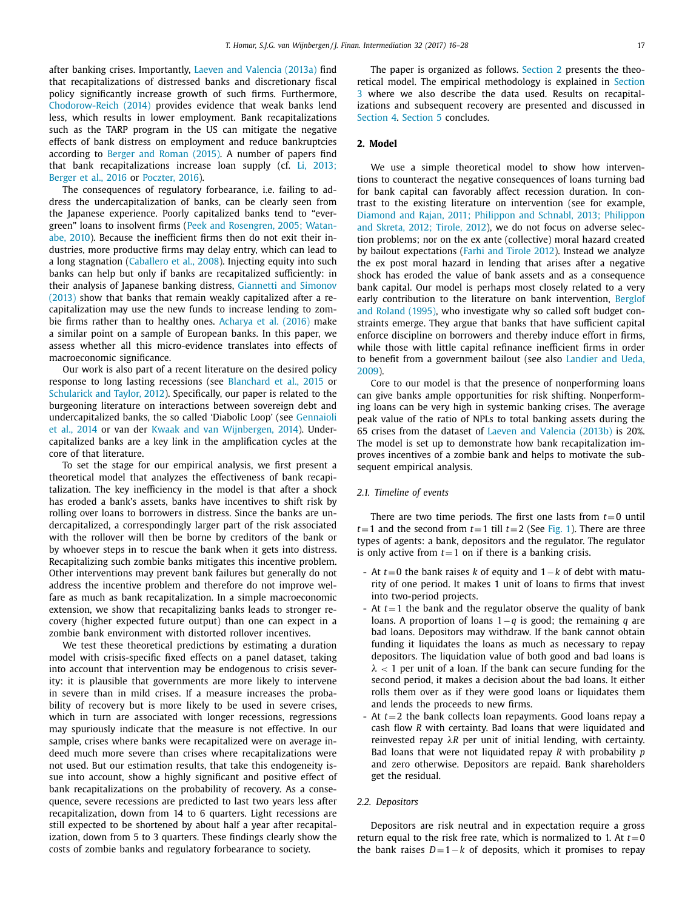after banking crises. Importantly, Laeven and Valencia (2013a) find that recapitalizations of distressed banks and discretionary fiscal policy significantly increase growth of such firms. Furthermore, Chodorow-Reich (2014) provides evidence that weak banks lend less, which results in lower employment. Bank recapitalizations such as the TARP program in the US can mitigate the negative effects of bank distress on employment and reduce bankruptcies according to Berger and Roman (2015). A number of papers find that bank recapitalizations increase loan supply (cf. Li, 2013; Berger et al., 2016 or Poczter, 2016).

The consequences of regulatory forbearance, i.e. failing to address the undercapitalization of banks, can be clearly seen from the Japanese experience. Poorly capitalized banks tend to "evergreen" loans to insolvent firms (Peek and Rosengren, 2005; Watanabe, 2010). Because the inefficient firms then do not exit their industries, more productive firms may delay entry, which can lead to a long stagnation (Caballero et al., 2008). Injecting equity into such banks can help but only if banks are recapitalized sufficiently: in their analysis of Japanese banking distress, Giannetti and Simonov (2013) show that banks that remain weakly capitalized after a recapitalization may use the new funds to increase lending to zombie firms rather than to healthy ones. Acharya et al. (2016) make a similar point on a sample of European banks. In this paper, we assess whether all this micro-evidence translates into effects of macroeconomic significance.

Our work is also part of a recent literature on the desired policy response to long lasting recessions (see Blanchard et al., 2015 or Schularick and Taylor, 2012). Specifically, our paper is related to the burgeoning literature on interactions between sovereign debt and undercapitalized banks, the so called 'Diabolic Loop' (see Gennaioli et al., 2014 or van der Kwaak and van Wijnbergen, 2014). Undercapitalized banks are a key link in the amplification cycles at the core of that literature.

To set the stage for our empirical analysis, we first present a theoretical model that analyzes the effectiveness of bank recapitalization. The key inefficiency in the model is that after a shock has eroded a bank's assets, banks have incentives to shift risk by rolling over loans to borrowers in distress. Since the banks are undercapitalized, a correspondingly larger part of the risk associated with the rollover will then be borne by creditors of the bank or by whoever steps in to rescue the bank when it gets into distress. Recapitalizing such zombie banks mitigates this incentive problem. Other interventions may prevent bank failures but generally do not address the incentive problem and therefore do not improve welfare as much as bank recapitalization. In a simple macroeconomic extension, we show that recapitalizing banks leads to stronger recovery (higher expected future output) than one can expect in a zombie bank environment with distorted rollover incentives.

We test these theoretical predictions by estimating a duration model with crisis-specific fixed effects on a panel dataset, taking into account that intervention may be endogenous to crisis severity: it is plausible that governments are more likely to intervene in severe than in mild crises. If a measure increases the probability of recovery but is more likely to be used in severe crises, which in turn are associated with longer recessions, regressions may spuriously indicate that the measure is not effective. In our sample, crises where banks were recapitalized were on average indeed much more severe than crises where recapitalizations were not used. But our estimation results, that take this endogeneity issue into account, show a highly significant and positive effect of bank recapitalizations on the probability of recovery. As a consequence, severe recessions are predicted to last two years less after recapitalization, down from 14 to 6 quarters. Light recessions are still expected to be shortened by about half a year after recapitalization, down from 5 to 3 quarters. These findings clearly show the costs of zombie banks and regulatory forbearance to society.

The paper is organized as follows. Section 2 presents the theoretical model. The empirical methodology is explained in Section 3 where we also describe the data used. Results on recapitalizations and subsequent recovery are presented and discussed in Section 4. Section 5 concludes.

## 2. Model

We use a simple theoretical model to show how interventions to counteract the negative consequences of loans turning bad for bank capital can favorably affect recession duration. In contrast to the existing literature on intervention (see for example, Diamond and Rajan, 2011; Philippon and Schnabl, 2013; Philippon and Skreta, 2012; Tirole, 2012), we do not focus on adverse selection problems; nor on the ex ante (collective) moral hazard created by bailout expectations (Farhi and Tirole 2012). Instead we analyze the ex post moral hazard in lending that arises after a negative shock has eroded the value of bank assets and as a consequence bank capital. Our model is perhaps most closely related to a very early contribution to the literature on bank intervention, Berglof and Roland (1995), who investigate why so called soft budget constraints emerge. They argue that banks that have sufficient capital enforce discipline on borrowers and thereby induce effort in firms, while those with little capital refinance inefficient firms in order to benefit from a government bailout (see also Landier and Ueda, 2009).

Core to our model is that the presence of nonperforming loans can give banks ample opportunities for risk shifting. Nonperforming loans can be very high in systemic banking crises. The average peak value of the ratio of NPLs to total banking assets during the 65 crises from the dataset of Laeven and Valencia (2013b) is 20%. The model is set up to demonstrate how bank recapitalization improves incentives of a zombie bank and helps to motivate the subsequent empirical analysis.

### 2.1. Timeline of events

There are two time periods. The first one lasts from $t=0$ until $t=1$ and the second from $t=1$ till $t=2$ (See Fig. 1). There are three types of agents: a bank, depositors and the regulator. The regulator is only active from $t=1$ on if there is a banking crisis.

- At $t=0$ the bank raises $k$ of equity and $1-k$ of debt with maturity of one period. It makes 1 unit of loans to firms that invest into two-period projects.
- At $t=1$ the bank and the regulator observe the quality of bank loans. A proportion of loans $1-q$ is good; the remaining $q$ are bad loans. Depositors may withdraw. If the bank cannot obtain funding it liquidates the loans as much as necessary to repay depositors. The liquidation value of both good and bad loans is $\lambda < 1$ per unit of a loan. If the bank can secure funding for the second period, it makes a decision about the bad loans. It either rolls them over as if they were good loans or liquidates them and lends the proceeds to new firms.
- At $t=2$ the bank collects loan repayments. Good loans repay a cash flow $R$ with certainty. Bad loans that were liquidated and reinvested repay $\lambda R$ per unit of initial lending, with certainty. Bad loans that were not liquidated repay $R$ with probability $p$ and zero otherwise. Depositors are repaid. Bank shareholders get the residual.

### 2.2. Depositors

Depositors are risk neutral and in expectation require a gross return equal to the risk free rate, which is normalized to 1. At $t=0$ the bank raises $D=1-k$ of deposits, which it promises to repay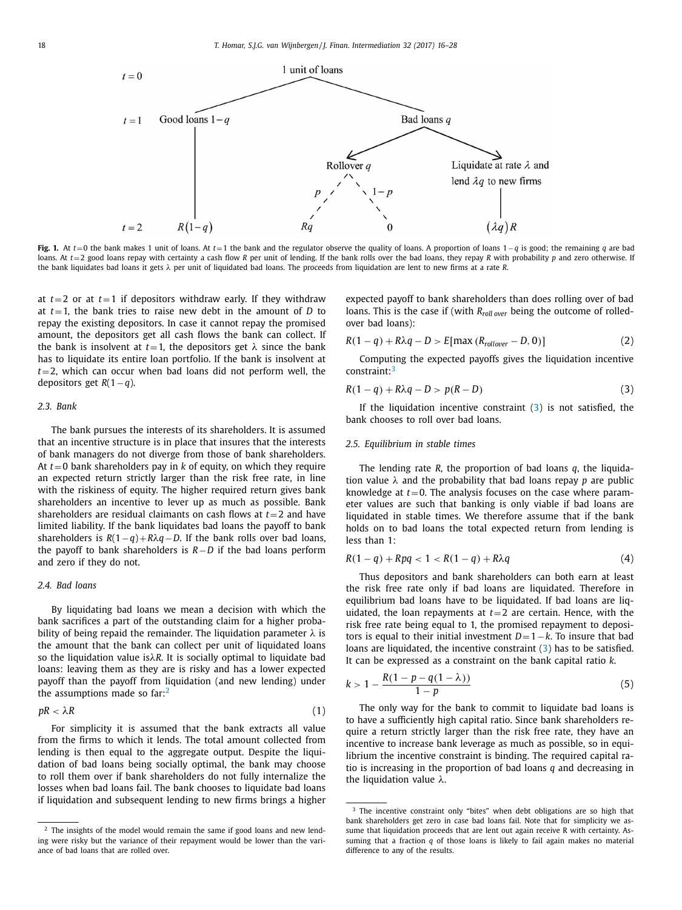**Fig. 1.** At $t=0$ the bank makes 1 unit of loans. At $t=1$ the bank and the regulator observe the quality of loans. A proportion of loans $1-q$ is good; the remaining $q$ are bad loans. At $t=2$ good loans repay with certainty a cash flow $R$ per unit of lending. If the bank rolls over the bad loans, they repay $R$ with probability $p$ and zero otherwise. If the bank liquidates bad loans it gets $\lambda$ per unit of liquidated bad loans. The proceeds from liquidation are lent to new firms at a rate $R$.

at $t=2$ or at $t=1$ if depositors withdraw early. If they withdraw at $t=1$, the bank tries to raise new debt in the amount of $D$ to repay the existing depositors. In case it cannot repay the promised amount, the depositors get all cash flows the bank can collect. If the bank is insolvent at $t=1$, the depositors get $\lambda$ since the bank has to liquidate its entire loan portfolio. If the bank is insolvent at $t=2$, which can occur when bad loans did not perform well, the depositors get $R(1-q)$.

### 2.3. Bank

The bank pursues the interests of its shareholders. It is assumed that an incentive structure is in place that insures that the interests of bank managers do not diverge from those of bank shareholders. At $t=0$ bank shareholders pay in $k$ of equity, on which they require an expected return strictly larger than the risk free rate, in line with the riskiness of equity. The higher required return gives bank shareholders an incentive to lever up as much as possible. Bank shareholders are residual claimants on cash flows at $t=2$ and have limited liability. If the bank liquidates bad loans the payoff to bank shareholders is $R(1-q)+R\lambda q-D$. If the bank rolls over bad loans, the payoff to bank shareholders is $R-D$ if the bad loans perform and zero if they do not.

### 2.4. Bad loans

By liquidating bad loans we mean a decision with which the bank sacrifices a part of the outstanding claim for a higher probability of being repaid the remainder. The liquidation parameter $\lambda$ is the amount that the bank can collect per unit of liquidated loans so the liquidation value is$\lambda R$. It is socially optimal to liquidate bad loans: leaving them as they are is risky and has a lower expected payoff than the payoff from liquidation (and new lending) under the assumptions made so far:[2]

$$pR < \lambda R \tag{1}$$

For simplicity it is assumed that the bank extracts all value from the firms to which it lends. The total amount collected from lending is then equal to the aggregate output. Despite the liquidation of bad loans being socially optimal, the bank may choose to roll them over if bank shareholders do not fully internalize the losses when bad loans fail. The bank chooses to liquidate bad loans if liquidation and subsequent lending to new firms brings a higher expected payoff to bank shareholders than does rolling over of bad loans. This is the case if (with $R_{roll\ over}$ being the outcome of rolled-over bad loans):

$$R(1-q) + R\lambda q - D > E[\max(R_{rollover} - D, 0)] \tag{2}$$

Computing the expected payoffs gives the liquidation incentive constraint:[3]

$$R(1-q) + R\lambda q - D > p(R-D) \tag{3}$$

If the liquidation incentive constraint (3) is not satisfied, the bank chooses to roll over bad loans.

### 2.5. Equilibrium in stable times

The lending rate $R$, the proportion of bad loans $q$, the liquidation value $\lambda$ and the probability that bad loans repay $p$ are public knowledge at $t=0$. The analysis focuses on the case where parameter values are such that banking is only viable if bad loans are liquidated in stable times. We therefore assume that if the bank holds on to bad loans the total expected return from lending is less than 1:

$$R(1-q) + Rpq < 1 < R(1-q) + R\lambda q \tag{4}$$

Thus depositors and bank shareholders can both earn at least the risk free rate only if bad loans are liquidated. Therefore in equilibrium bad loans have to be liquidated. If bad loans are liquidated, the loan repayments at $t=2$ are certain. Hence, with the risk free rate being equal to 1, the promised repayment to depositors is equal to their initial investment $D=1-k$. To insure that bad loans are liquidated, the incentive constraint (3) has to be satisfied. It can be expressed as a constraint on the bank capital ratio $k$.

$$k > 1 - \frac{R(1-p-q(1-\lambda))}{1-p} \tag{5}$$

The only way for the bank to commit to liquidate bad loans is to have a sufficiently high capital ratio. Since bank shareholders require a return strictly larger than the risk free rate, they have an incentive to increase bank leverage as much as possible, so in equilibrium the incentive constraint is binding. The required capital ratio is increasing in the proportion of bad loans $q$ and decreasing in the liquidation value $\lambda$.

---

[2] The insights of the model would remain the same if good loans and new lending were risky but the variance of their repayment would be lower than the variance of bad loans that are rolled over.

[3] The incentive constraint only "bites" when debt obligations are so high that bank shareholders get zero in case bad loans fail. Note that for simplicity we assume that liquidation proceeds that are lent out again receive R with certainty. Assuming that a fraction $q$ of those loans is likely to fail again makes no material difference to any of the results.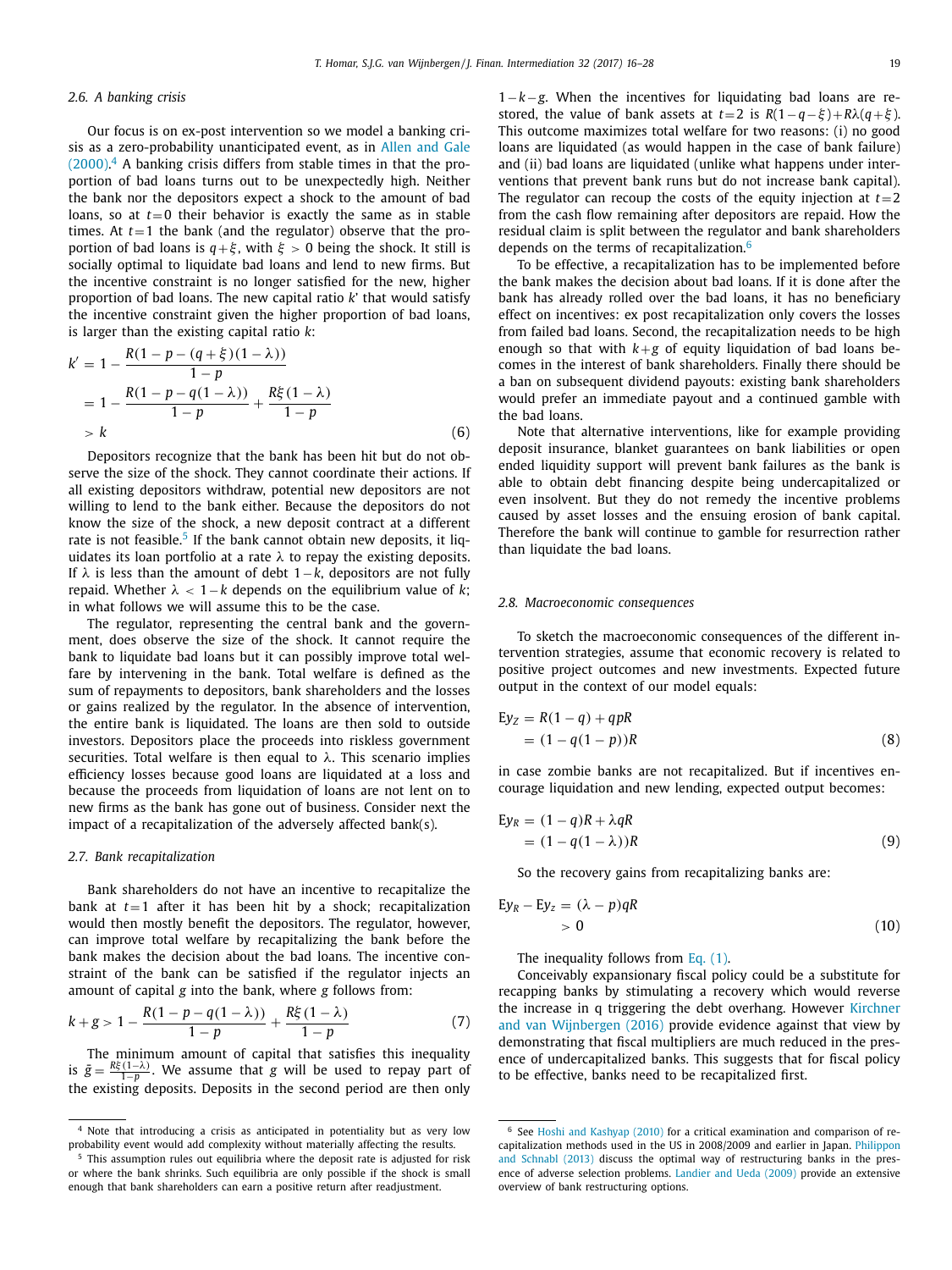### 2.6. A banking crisis

Our focus is on ex-post intervention so we model a banking crisis as a zero-probability unanticipated event, as in Allen and Gale (2000).[4] A banking crisis differs from stable times in that the proportion of bad loans turns out to be unexpectedly high. Neither the bank nor the depositors expect a shock to the amount of bad loans, so at $t=0$ their behavior is exactly the same as in stable times. At $t=1$ the bank (and the regulator) observe that the proportion of bad loans is $q+\xi$, with $\xi > 0$ being the shock. It still is socially optimal to liquidate bad loans and lend to new firms. But the incentive constraint is no longer satisfied for the new, higher proportion of bad loans. The new capital ratio $k$' that would satisfy the incentive constraint given the higher proportion of bad loans, is larger than the existing capital ratio $k$:

$$
\begin{aligned}
k' &= 1 - \frac{R(1-p-(q+\xi)(1-\lambda))}{1-p} \\
&= 1 - \frac{R(1-p-q(1-\lambda))}{1-p} + \frac{R\xi(1-\lambda)}{1-p} \\
&> k
\end{aligned}
\tag{6}
$$

Depositors recognize that the bank has been hit but do not observe the size of the shock. They cannot coordinate their actions. If all existing depositors withdraw, potential new depositors are not willing to lend to the bank either. Because the depositors do not know the size of the shock, a new deposit contract at a different rate is not feasible.[5] If the bank cannot obtain new deposits, it liquidates its loan portfolio at a rate $\lambda$ to repay the existing deposits. If $\lambda$ is less than the amount of debt $1-k$, depositors are not fully repaid. Whether $\lambda < 1-k$ depends on the equilibrium value of $k$; in what follows we will assume this to be the case.

The regulator, representing the central bank and the government, does observe the size of the shock. It cannot require the bank to liquidate bad loans but it can possibly improve total welfare by intervening in the bank. Total welfare is defined as the sum of repayments to depositors, bank shareholders and the losses or gains realized by the regulator. In the absence of intervention, the entire bank is liquidated. The loans are then sold to outside investors. Depositors place the proceeds into riskless government securities. Total welfare is then equal to $\lambda$. This scenario implies efficiency losses because good loans are liquidated at a loss and because the proceeds from liquidation of loans are not lent on to new firms as the bank has gone out of business. Consider next the impact of a recapitalization of the adversely affected bank(s).

### 2.7. Bank recapitalization

Bank shareholders do not have an incentive to recapitalize the bank at $t=1$ after it has been hit by a shock; recapitalization would then mostly benefit the depositors. The regulator, however, can improve total welfare by recapitalizing the bank before the bank makes the decision about the bad loans. The incentive constraint of the bank can be satisfied if the regulator injects an amount of capital $g$ into the bank, where $g$ follows from:

$$
k+g > 1 - \frac{R(1-p-q(1-\lambda))}{1-p} + \frac{R\xi(1-\lambda)}{1-p}
\tag{7}
$$

The minimum amount of capital that satisfies this inequality is $\bar{g} = \frac{R\xi(1-\lambda)}{1-p}$. We assume that $g$ will be used to repay part of the existing deposits. Deposits in the second period are then only $1-k-g$. When the incentives for liquidating bad loans are restored, the value of bank assets at $t=2$ is $R(1-q-\xi)+R\lambda(q+\xi)$. This outcome maximizes total welfare for two reasons: (i) no good loans are liquidated (as would happen in the case of bank failure) and (ii) bad loans are liquidated (unlike what happens under interventions that prevent bank runs but do not increase bank capital). The regulator can recoup the costs of the equity injection at $t=2$ from the cash flow remaining after depositors are repaid. How the residual claim is split between the regulator and bank shareholders depends on the terms of recapitalization.[6]

To be effective, a recapitalization has to be implemented before the bank makes the decision about bad loans. If it is done after the bank has already rolled over the bad loans, it has no beneficiary effect on incentives: ex post recapitalization only covers the losses from failed bad loans. Second, the recapitalization needs to be high enough so that with $k+g$ of equity liquidation of bad loans becomes in the interest of bank shareholders. Finally there should be a ban on subsequent dividend payouts: existing bank shareholders would prefer an immediate payout and a continued gamble with the bad loans.

Note that alternative interventions, like for example providing deposit insurance, blanket guarantees on bank liabilities or open ended liquidity support will prevent bank failures as the bank is able to obtain debt financing despite being undercapitalized or even insolvent. But they do not remedy the incentive problems caused by asset losses and the ensuing erosion of bank capital. Therefore the bank will continue to gamble for resurrection rather than liquidate the bad loans.

### 2.8. Macroeconomic consequences

To sketch the macroeconomic consequences of the different intervention strategies, assume that economic recovery is related to positive project outcomes and new investments. Expected future output in the context of our model equals:

$$
\begin{aligned}
\mathrm{E}y_Z &= R(1-q) + qpR \\
&= (1-q(1-p))R
\end{aligned}
\tag{8}
$$

in case zombie banks are not recapitalized. But if incentives encourage liquidation and new lending, expected output becomes:

$$
\begin{aligned}
\mathrm{E}y_R &= (1-q)R + \lambda qR \\
&= (1-q(1-\lambda))R
\end{aligned}
\tag{9}
$$

So the recovery gains from recapitalizing banks are:

$$
\begin{aligned}
\mathrm{E}y_R - \mathrm{E}y_z &= (\lambda - p)qR \\
&> 0
\end{aligned}
\tag{10}
$$

The inequality follows from Eq. (1).

Conceivably expansionary fiscal policy could be a substitute for recapping banks by stimulating a recovery which would reverse the increase in q triggering the debt overhang. However Kirchner and van Wijnbergen (2016) provide evidence against that view by demonstrating that fiscal multipliers are much reduced in the presence of undercapitalized banks. This suggests that for fiscal policy to be effective, banks need to be recapitalized first.

---

[4] Note that introducing a crisis as anticipated in potentiality but as very low probability event would add complexity without materially affecting the results.

[5] This assumption rules out equilibria where the deposit rate is adjusted for risk or where the bank shrinks. Such equilibria are only possible if the shock is small enough that bank shareholders can earn a positive return after readjustment.

[6] See Hoshi and Kashyap (2010) for a critical examination and comparison of recapitalization methods used in the US in 2008/2009 and earlier in Japan. Philippon and Schnabl (2013) discuss the optimal way of restructuring banks in the presence of adverse selection problems. Landier and Ueda (2009) provide an extensive overview of bank restructuring options.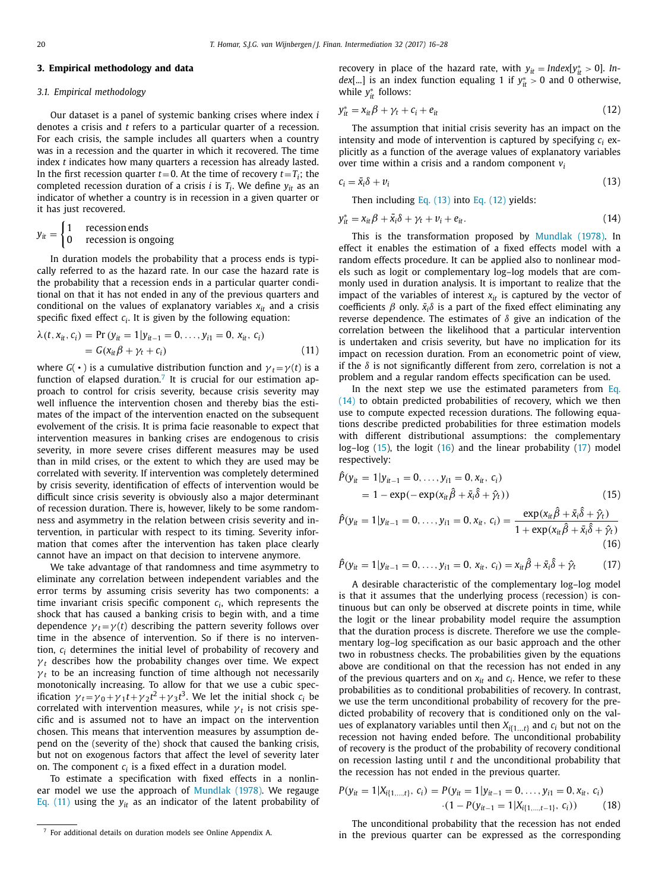## 3. Empirical methodology and data

### 3.1. Empirical methodology

Our dataset is a panel of systemic banking crises where index $i$ denotes a crisis and $t$ refers to a particular quarter of a recession. For each crisis, the sample includes all quarters when a country was in a recession and the quarter in which it recovered. The time index $t$ indicates how many quarters a recession has already lasted. In the first recession quarter $t = 0$. At the time of recovery $t = T_i$; the completed recession duration of a crisis $i$ is $T_i$. We define $y_{it}$ as an indicator of whether a country is in recession in a given quarter or it has just recovered.

$$y_{it} = \begin{cases} 1 & \text{recession ends} \\ 0 & \text{recession is ongoing} \end{cases}$$

In duration models the probability that a process ends is typically referred to as the hazard rate. In our case the hazard rate is the probability that a recession ends in a particular quarter conditional on that it has not ended in any of the previous quarters and conditional on the values of explanatory variables $x_{it}$ and a crisis specific fixed effect $c_i$. It is given by the following equation:

$$\begin{aligned}\lambda(t, x_{it}, c_i) &= \Pr(y_{it} = 1 | y_{it-1} = 0, \ldots, y_{i1} = 0, x_{it}, c_i) \\ &= G(x_{it}\beta + \gamma_t + c_i)\end{aligned} \tag{11}$$

where $G(\bullet)$ is a cumulative distribution function and $\gamma_t = \gamma(t)$ is a function of elapsed duration.[7] It is crucial for our estimation approach to control for crisis severity, because crisis severity may well influence the intervention chosen and thereby bias the estimates of the impact of the intervention enacted on the subsequent evolvement of the crisis. It is prima facie reasonable to expect that intervention measures in banking crises are endogenous to crisis severity, in more severe crises different measures may be used than in mild crises, or the extent to which they are used may be correlated with severity. If intervention was completely determined by crisis severity, identification of effects of intervention would be difficult since crisis severity is obviously also a major determinant of recession duration. There is, however, likely to be some randomness and asymmetry in the relation between crisis severity and intervention, in particular with respect to its timing. Severity information that comes after the intervention has taken place clearly cannot have an impact on that decision to intervene anymore.

We take advantage of that randomness and time asymmetry to eliminate any correlation between independent variables and the error terms by assuming crisis severity has two components: a time invariant crisis specific component $c_i$, which represents the shock that has caused a banking crisis to begin with, and a time dependence $\gamma_t = \gamma(t)$ describing the pattern severity follows over time in the absence of intervention. So if there is no intervention, $c_i$ determines the initial level of probability of recovery and $\gamma_t$ describes how the probability changes over time. We expect $\gamma_t$ to be an increasing function of time although not necessarily monotonically increasing. To allow for that we use a cubic specification $\gamma_t = \gamma_0 + \gamma_1 t + \gamma_2 t^2 + \gamma_3 t^3$. We let the initial shock $c_i$ be correlated with intervention measures, while $\gamma_t$ is not crisis specific and is assumed not to have an impact on the intervention chosen. This means that intervention measures by assumption depend on the (severity of the) shock that caused the banking crisis, but not on exogenous factors that affect the level of severity later on. The component $c_i$ is a fixed effect in a duration model.

To estimate a specification with fixed effects in a nonlinear model we use the approach of Mundlak (1978). We regauge Eq. (11) using the $y_{it}$ as an indicator of the latent probability of recovery in place of the hazard rate, with $y_{it} = Index[y^*_{it} > 0]$. *Index*[...] is an index function equaling 1 if $y^*_{it} > 0$ and 0 otherwise, while $y^*_{it}$ follows:

$$y^*_{it} = x_{it}\beta + \gamma_t + c_i + e_{it} \tag{12}$$

The assumption that initial crisis severity has an impact on the intensity and mode of intervention is captured by specifying $c_i$ explicitly as a function of the average values of explanatory variables over time within a crisis and a random component $v_i$

$$c_i = \bar{x}_i\delta + v_i \tag{13}$$

Then including Eq. (13) into Eq. (12) yields:

$$y^*_{it} = x_{it}\beta + \bar{x}_i\delta + \gamma_t + v_i + e_{it}. \tag{14}$$

This is the transformation proposed by Mundlak (1978). In effect it enables the estimation of a fixed effects model with a random effects procedure. It can be applied also to nonlinear models such as logit or complementary log–log models that are commonly used in duration analysis. It is important to realize that the impact of the variables of interest $x_{it}$ is captured by the vector of coefficients $\beta$ only. $\bar{x}_i\delta$ is a part of the fixed effect eliminating any reverse dependence. The estimates of $\delta$ give an indication of the correlation between the likelihood that a particular intervention is undertaken and crisis severity, but have no implication for its impact on recession duration. From an econometric point of view, if the $\delta$ is not significantly different from zero, correlation is not a problem and a regular random effects specification can be used.

In the next step we use the estimated parameters from Eq. (14) to obtain predicted probabilities of recovery, which we then use to compute expected recession durations. The following equations describe predicted probabilities for three estimation models with different distributional assumptions: the complementary log–log (15), the logit (16) and the linear probability (17) model respectively:

$$\begin{aligned}\hat{P}(y_{it} = 1 | y_{it-1} = 0, \ldots, y_{i1} = 0, x_{it}, c_i) \\ = 1 - \exp(-\exp(x_{it}\hat{\beta} + \bar{x}_i\hat{\delta} + \hat{\gamma}_t))\end{aligned} \tag{15}$$

$$\hat{P}(y_{it} = 1 | y_{it-1} = 0, \ldots, y_{i1} = 0, x_{it}, c_i) = \frac{\exp(x_{it}\hat{\beta} + \bar{x}_i\hat{\delta} + \hat{\gamma}_t)}{1 + \exp(x_{it}\hat{\beta} + \bar{x}_i\hat{\delta} + \hat{\gamma}_t)} \tag{16}$$

$$\hat{P}(y_{it} = 1 | y_{it-1} = 0, \ldots, y_{i1} = 0, x_{it}, c_i) = x_{it}\hat{\beta} + \bar{x}_i\hat{\delta} + \hat{\gamma}_t \tag{17}$$

A desirable characteristic of the complementary log–log model is that it assumes that the underlying process (recession) is continuous but can only be observed at discrete points in time, while the logit or the linear probability model require the assumption that the duration process is discrete. Therefore we use the complementary log–log specification as our basic approach and the other two in robustness checks. The probabilities given by the equations above are conditional on that the recession has not ended in any of the previous quarters and on $x_{it}$ and $c_i$. Hence, we refer to these probabilities as to conditional probabilities of recovery. In contrast, we use the term unconditional probability of recovery for the predicted probability of recovery that is conditioned only on the values of explanatory variables until then $X_{i\{1\ldots t\}}$ and $c_i$ but not on the recession not having ended before. The unconditional probability of recovery is the product of the probability of recovery conditional on recession lasting until $t$ and the unconditional probability that the recession has not ended in the previous quarter.

$$\begin{aligned}P(y_{it} = 1 | X_{i\{1,\ldots,t\}}, c_i) &= P(y_{it} = 1 | y_{it-1} = 0, \ldots, y_{i1} = 0, x_{it}, c_i) \\ &\quad \cdot (1 - P(y_{it-1} = 1 | X_{i\{1,\ldots,t-1\}}, c_i))\end{aligned} \tag{18}$$

The unconditional probability that the recession has not ended in the previous quarter can be expressed as the corresponding

[7] For additional details on duration models see Online Appendix A.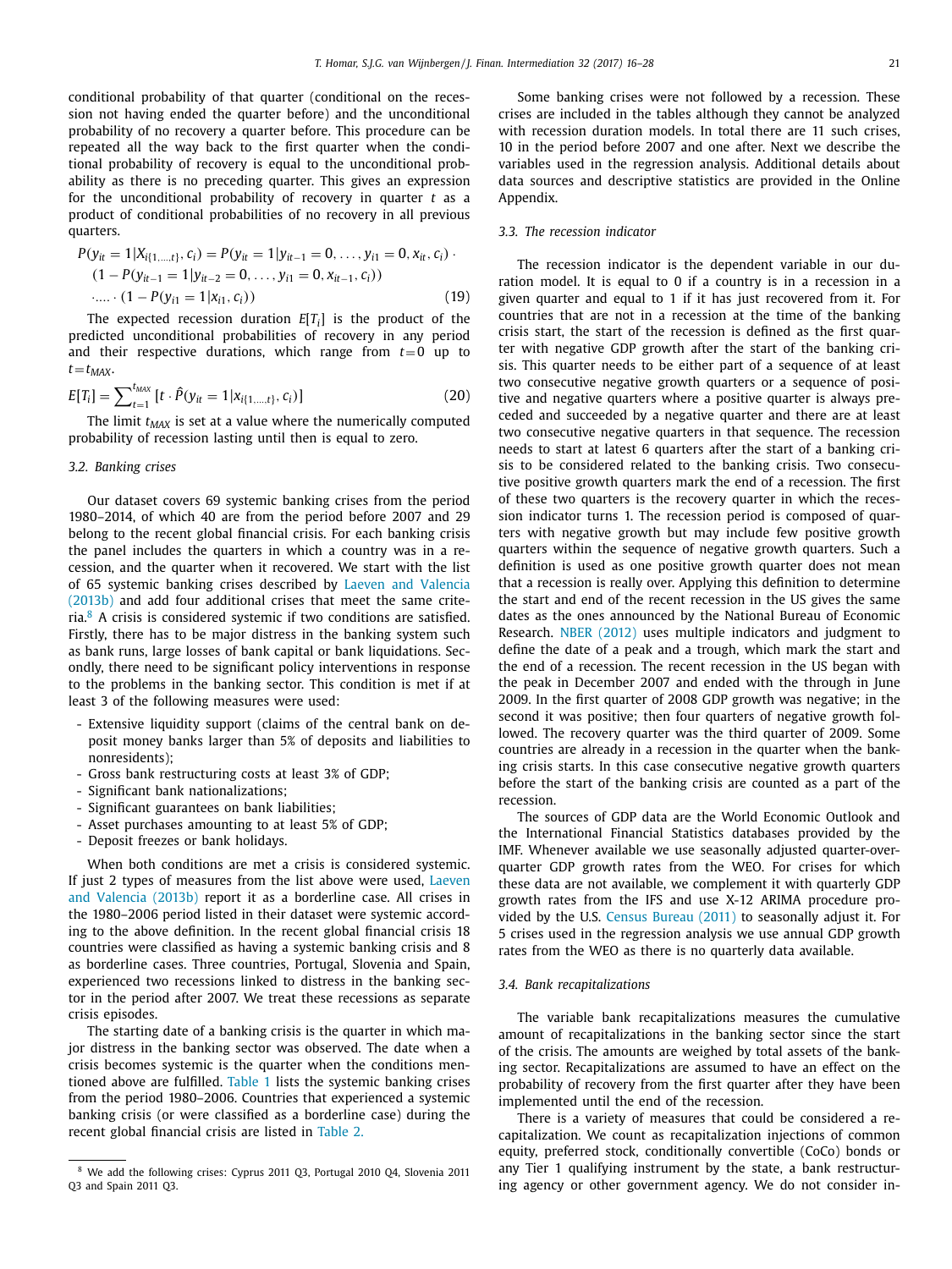conditional probability of that quarter (conditional on the recession not having ended the quarter before) and the unconditional probability of no recovery a quarter before. This procedure can be repeated all the way back to the first quarter when the conditional probability of recovery is equal to the unconditional probability as there is no preceding quarter. This gives an expression for the unconditional probability of recovery in quarter $t$ as a product of conditional probabilities of no recovery in all previous quarters.

$$P(y_{it} = 1|X_{i\{1,\ldots,t\}}, c_i) = P(y_{it} = 1|y_{it-1} = 0, \ldots, y_{i1} = 0, x_{it}, c_i) \cdot (1 - P(y_{it-1} = 1|y_{it-2} = 0, \ldots, y_{i1} = 0, x_{it-1}, c_i)) \cdot \ldots \cdot (1 - P(y_{i1} = 1|x_{i1}, c_i)) \tag{19}$$

The expected recession duration $E[T_i]$ is the product of the predicted unconditional probabilities of recovery in any period and their respective durations, which range from $t=0$ up to $t=t_{MAX}$.

$$E[T_i] = \sum_{t=1}^{t_{MAX}} [t \cdot \hat{P}(y_{it} = 1|x_{i\{1,\ldots,t\}}, c_i)] \tag{20}$$

The limit $t_{MAX}$ is set at a value where the numerically computed probability of recession lasting until then is equal to zero.

### 3.2. Banking crises

Our dataset covers 69 systemic banking crises from the period 1980–2014, of which 40 are from the period before 2007 and 29 belong to the recent global financial crisis. For each banking crisis the panel includes the quarters in which a country was in a recession, and the quarter when it recovered. We start with the list of 65 systemic banking crises described by Laeven and Valencia (2013b) and add four additional crises that meet the same criteria.[8] A crisis is considered systemic if two conditions are satisfied. Firstly, there has to be major distress in the banking system such as bank runs, large losses of bank capital or bank liquidations. Secondly, there need to be significant policy interventions in response to the problems in the banking sector. This condition is met if at least 3 of the following measures were used:

- Extensive liquidity support (claims of the central bank on deposit money banks larger than 5% of deposits and liabilities to nonresidents);
- Gross bank restructuring costs at least 3% of GDP;
- Significant bank nationalizations;
- Significant guarantees on bank liabilities;
- Asset purchases amounting to at least 5% of GDP;
- Deposit freezes or bank holidays.

When both conditions are met a crisis is considered systemic. If just 2 types of measures from the list above were used, Laeven and Valencia (2013b) report it as a borderline case. All crises in the 1980–2006 period listed in their dataset were systemic according to the above definition. In the recent global financial crisis 18 countries were classified as having a systemic banking crisis and 8 as borderline cases. Three countries, Portugal, Slovenia and Spain, experienced two recessions linked to distress in the banking sector in the period after 2007. We treat these recessions as separate crisis episodes.

The starting date of a banking crisis is the quarter in which major distress in the banking sector was observed. The date when a crisis becomes systemic is the quarter when the conditions mentioned above are fulfilled. Table 1 lists the systemic banking crises from the period 1980–2006. Countries that experienced a systemic banking crisis (or were classified as a borderline case) during the recent global financial crisis are listed in Table 2.

Some banking crises were not followed by a recession. These crises are included in the tables although they cannot be analyzed with recession duration models. In total there are 11 such crises, 10 in the period before 2007 and one after. Next we describe the variables used in the regression analysis. Additional details about data sources and descriptive statistics are provided in the Online Appendix.

### 3.3. The recession indicator

The recession indicator is the dependent variable in our duration model. It is equal to 0 if a country is in a recession in a given quarter and equal to 1 if it has just recovered from it. For countries that are not in a recession at the time of the banking crisis start, the start of the recession is defined as the first quarter with negative GDP growth after the start of the banking crisis. This quarter needs to be either part of a sequence of at least two consecutive negative growth quarters or a sequence of positive and negative quarters where a positive quarter is always preceded and succeeded by a negative quarter and there are at least two consecutive negative quarters in that sequence. The recession needs to start at latest 6 quarters after the start of a banking crisis to be considered related to the banking crisis. Two consecutive positive growth quarters mark the end of a recession. The first of these two quarters is the recovery quarter in which the recession indicator turns 1. The recession period is composed of quarters with negative growth but may include few positive growth quarters within the sequence of negative growth quarters. Such a definition is used as one positive growth quarter does not mean that a recession is really over. Applying this definition to determine the start and end of the recent recession in the US gives the same dates as the ones announced by the National Bureau of Economic Research. NBER (2012) uses multiple indicators and judgment to define the date of a peak and a trough, which mark the start and the end of a recession. The recent recession in the US began with the peak in December 2007 and ended with the through in June 2009. In the first quarter of 2008 GDP growth was negative; in the second it was positive; then four quarters of negative growth followed. The recovery quarter was the third quarter of 2009. Some countries are already in a recession in the quarter when the banking crisis starts. In this case consecutive negative growth quarters before the start of the banking crisis are counted as a part of the recession.

The sources of GDP data are the World Economic Outlook and the International Financial Statistics databases provided by the IMF. Whenever available we use seasonally adjusted quarter-over-quarter GDP growth rates from the WEO. For crises for which these data are not available, we complement it with quarterly GDP growth rates from the IFS and use X-12 ARIMA procedure provided by the U.S. Census Bureau (2011) to seasonally adjust it. For 5 crises used in the regression analysis we use annual GDP growth rates from the WEO as there is no quarterly data available.

### 3.4. Bank recapitalizations

The variable bank recapitalizations measures the cumulative amount of recapitalizations in the banking sector since the start of the crisis. The amounts are weighed by total assets of the banking sector. Recapitalizations are assumed to have an effect on the probability of recovery from the first quarter after they have been implemented until the end of the recession.

There is a variety of measures that could be considered a recapitalization. We count as recapitalization injections of common equity, preferred stock, conditionally convertible (CoCo) bonds or any Tier 1 qualifying instrument by the state, a bank restructuring agency or other government agency. We do not consider in-

[8] We add the following crises: Cyprus 2011 Q3, Portugal 2010 Q4, Slovenia 2011 Q3 and Spain 2011 Q3.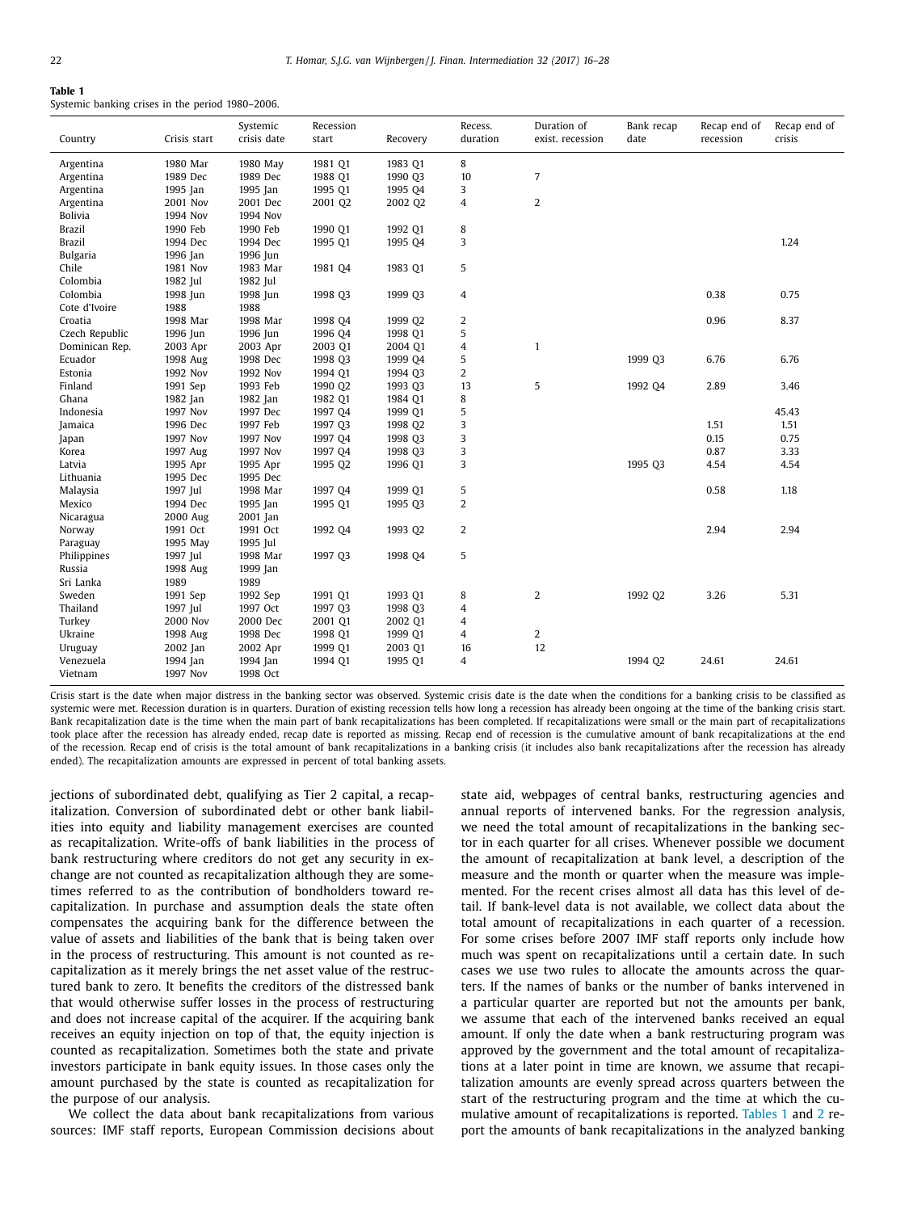**Table 1**
Systemic banking crises in the period 1980–2006.

| Country | Crisis start | Systemic crisis date | Recession start | Recovery | Recess. duration | Duration of exist. recession | Bank recap date | Recap end of recession | Recap end of crisis |
|---|---|---|---|---|---|---|---|---|---|
| Argentina | 1980 Mar | 1980 May | 1981 Q1 | 1983 Q1 | 8 | | | | |
| Argentina | 1989 Dec | 1989 Dec | 1988 Q1 | 1990 Q3 | 10 | 7 | | | |
| Argentina | 1995 Jan | 1995 Jan | 1995 Q1 | 1995 Q4 | 3 | | | | |
| Argentina | 2001 Nov | 2001 Dec | 2001 Q2 | 2002 Q2 | 4 | 2 | | | |
| Bolivia | 1994 Nov | 1994 Nov | | | | | | | |
| Brazil | 1990 Feb | 1990 Feb | 1990 Q1 | 1992 Q1 | 8 | | | | |
| Brazil | 1994 Dec | 1994 Dec | 1995 Q1 | 1995 Q4 | 3 | | | | 1.24 |
| Bulgaria | 1996 Jan | 1996 Jun | | | | | | | |
| Chile | 1981 Nov | 1983 Mar | 1981 Q4 | 1983 Q1 | 5 | | | | |
| Colombia | 1982 Jul | 1982 Jul | | | | | | | |
| Colombia | 1998 Jun | 1998 Jun | 1998 Q3 | 1999 Q3 | 4 | | | 0.38 | 0.75 |
| Cote d'Ivoire | 1988 | 1988 | | | | | | | |
| Croatia | 1998 Mar | 1998 Mar | 1998 Q4 | 1999 Q2 | 2 | | | 0.96 | 8.37 |
| Czech Republic | 1996 Jun | 1996 Jun | 1996 Q4 | 1998 Q1 | 5 | | | | |
| Dominican Rep. | 2003 Apr | 2003 Apr | 2003 Q1 | 2004 Q1 | 4 | 1 | | | |
| Ecuador | 1998 Aug | 1998 Dec | 1998 Q3 | 1999 Q4 | 5 | | 1999 Q3 | 6.76 | 6.76 |
| Estonia | 1992 Nov | 1992 Nov | 1994 Q1 | 1994 Q3 | 2 | | | | |
| Finland | 1991 Sep | 1993 Feb | 1990 Q2 | 1993 Q3 | 13 | 5 | 1992 Q4 | 2.89 | 3.46 |
| Ghana | 1982 Jan | 1982 Jan | 1982 Q1 | 1984 Q1 | 8 | | | | |
| Indonesia | 1997 Nov | 1997 Dec | 1997 Q4 | 1999 Q1 | 5 | | | | 45.43 |
| Jamaica | 1996 Dec | 1997 Feb | 1997 Q3 | 1998 Q2 | 3 | | | 1.51 | 1.51 |
| Japan | 1997 Nov | 1997 Nov | 1997 Q4 | 1998 Q3 | 3 | | | 0.15 | 0.75 |
| Korea | 1997 Aug | 1997 Nov | 1997 Q4 | 1998 Q3 | 3 | | | 0.87 | 3.33 |
| Latvia | 1995 Apr | 1995 Apr | 1995 Q2 | 1996 Q1 | 3 | | 1995 Q3 | 4.54 | 4.54 |
| Lithuania | 1995 Dec | 1995 Dec | | | | | | | |
| Malaysia | 1997 Jul | 1998 Mar | 1997 Q4 | 1999 Q1 | 5 | | | 0.58 | 1.18 |
| Mexico | 1994 Dec | 1995 Jan | 1995 Q1 | 1995 Q3 | 2 | | | | |
| Nicaragua | 2000 Aug | 2001 Jan | | | | | | | |
| Norway | 1991 Oct | 1991 Oct | 1992 Q4 | 1993 Q2 | 2 | | | 2.94 | 2.94 |
| Paraguay | 1995 May | 1995 Jul | | | | | | | |
| Philippines | 1997 Jul | 1998 Mar | 1997 Q3 | 1998 Q4 | 5 | | | | |
| Russia | 1998 Aug | 1999 Jan | | | | | | | |
| Sri Lanka | 1989 | 1989 | | | | | | | |
| Sweden | 1991 Sep | 1992 Sep | 1991 Q1 | 1993 Q1 | 8 | 2 | 1992 Q2 | 3.26 | 5.31 |
| Thailand | 1997 Jul | 1997 Oct | 1997 Q3 | 1998 Q3 | 4 | | | | |
| Turkey | 2000 Nov | 2000 Dec | 2001 Q1 | 2002 Q1 | 4 | | | | |
| Ukraine | 1998 Aug | 1998 Dec | 1998 Q1 | 1999 Q1 | 4 | 2 | | | |
| Uruguay | 2002 Jan | 2002 Apr | 1999 Q1 | 2003 Q1 | 16 | 12 | | | |
| Venezuela | 1994 Jan | 1994 Jan | 1994 Q1 | 1995 Q1 | 4 | | 1994 Q2 | 24.61 | 24.61 |
| Vietnam | 1997 Nov | 1998 Oct | | | | | | | |

Crisis start is the date when major distress in the banking sector was observed. Systemic crisis date is the date when the conditions for a banking crisis to be classified as systemic were met. Recession duration is in quarters. Duration of existing recession tells how long a recession has already been ongoing at the time of the banking crisis start. Bank recapitalization date is the time when the main part of bank recapitalizations has been completed. If recapitalizations were small or the main part of recapitalizations took place after the recession has already ended, recap date is reported as missing. Recap end of recession is the cumulative amount of bank recapitalizations at the end of the recession. Recap end of crisis is the total amount of bank recapitalizations in a banking crisis (it includes also bank recapitalizations after the recession has already ended). The recapitalization amounts are expressed in percent of total banking assets.

jections of subordinated debt, qualifying as Tier 2 capital, a recapitalization. Conversion of subordinated debt or other bank liabilities into equity and liability management exercises are counted as recapitalization. Write-offs of bank liabilities in the process of bank restructuring where creditors do not get any security in exchange are not counted as recapitalization although they are sometimes referred to as the contribution of bondholders toward recapitalization. In purchase and assumption deals the state often compensates the acquiring bank for the difference between the value of assets and liabilities of the bank that is being taken over in the process of restructuring. This amount is not counted as recapitalization as it merely brings the net asset value of the restructured bank to zero. It benefits the creditors of the distressed bank that would otherwise suffer losses in the process of restructuring and does not increase capital of the acquirer. If the acquiring bank receives an equity injection on top of that, the equity injection is counted as recapitalization. Sometimes both the state and private investors participate in bank equity issues. In those cases only the amount purchased by the state is counted as recapitalization for the purpose of our analysis.

We collect the data about bank recapitalizations from various sources: IMF staff reports, European Commission decisions about state aid, webpages of central banks, restructuring agencies and annual reports of intervened banks. For the regression analysis, we need the total amount of recapitalizations in the banking sector in each quarter for all crises. Whenever possible we document the amount of recapitalization at bank level, a description of the measure and the month or quarter when the measure was implemented. For the recent crises almost all data has this level of detail. If bank-level data is not available, we collect data about the total amount of recapitalizations in each quarter of a recession. For some crises before 2007 IMF staff reports only include how much was spent on recapitalizations until a certain date. In such cases we use two rules to allocate the amounts across the quarters. If the names of banks or the number of banks intervened in a particular quarter are reported but not the amounts per bank, we assume that each of the intervened banks received an equal amount. If only the date when a bank restructuring program was approved by the government and the total amount of recapitalizations at a later point in time are known, we assume that recapitalization amounts are evenly spread across quarters between the start of the restructuring program and the time at which the cumulative amount of recapitalizations is reported. Tables 1 and 2 report the amounts of bank recapitalizations in the analyzed banking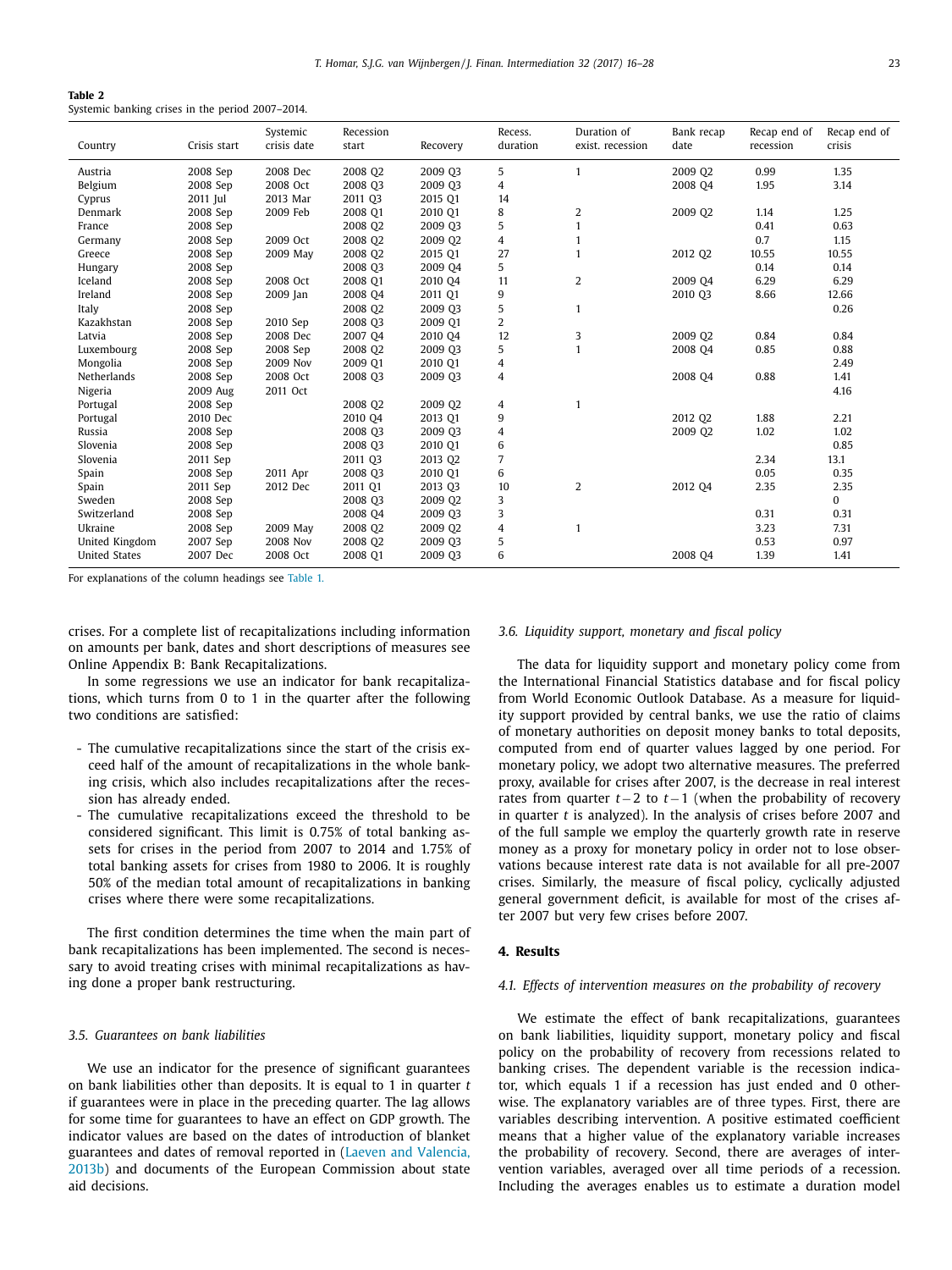**Table 2**
Systemic banking crises in the period 2007–2014.

| Country | Crisis start | Systemic crisis date | Recession start | Recovery | Recess. duration | Duration of exist. recession | Bank recap date | Recap end of recession | Recap end of crisis |
|---|---|---|---|---|---|---|---|---|---|
| Austria | 2008 Sep | 2008 Dec | 2008 Q2 | 2009 Q3 | 5 | 1 | 2009 Q2 | 0.99 | 1.35 |
| Belgium | 2008 Sep | 2008 Oct | 2008 Q3 | 2009 Q3 | 4 | | 2008 Q4 | 1.95 | 3.14 |
| Cyprus | 2011 Jul | 2013 Mar | 2011 Q3 | 2015 Q1 | 14 | | | | |
| Denmark | 2008 Sep | 2009 Feb | 2008 Q1 | 2010 Q1 | 8 | 2 | 2009 Q2 | 1.14 | 1.25 |
| France | 2008 Sep | | 2008 Q2 | 2009 Q3 | 5 | 1 | | 0.41 | 0.63 |
| Germany | 2008 Sep | 2009 Oct | 2008 Q2 | 2009 Q2 | 4 | 1 | | 0.7 | 1.15 |
| Greece | 2008 Sep | 2009 May | 2008 Q2 | 2015 Q1 | 27 | 1 | 2012 Q2 | 10.55 | 10.55 |
| Hungary | 2008 Sep | | 2008 Q3 | 2009 Q4 | 5 | | | 0.14 | 0.14 |
| Iceland | 2008 Sep | 2008 Oct | 2008 Q1 | 2010 Q4 | 11 | 2 | 2009 Q4 | 6.29 | 6.29 |
| Ireland | 2008 Sep | 2009 Jan | 2008 Q4 | 2011 Q1 | 9 | | 2010 Q3 | 8.66 | 12.66 |
| Italy | 2008 Sep | | 2008 Q2 | 2009 Q3 | 5 | 1 | | | 0.26 |
| Kazakhstan | 2008 Sep | 2010 Sep | 2008 Q3 | 2009 Q1 | 2 | | | | |
| Latvia | 2008 Sep | 2008 Dec | 2007 Q4 | 2010 Q4 | 12 | 3 | 2009 Q2 | 0.84 | 0.84 |
| Luxembourg | 2008 Sep | 2008 Sep | 2008 Q2 | 2009 Q3 | 5 | 1 | 2008 Q4 | 0.85 | 0.88 |
| Mongolia | 2008 Sep | 2009 Nov | 2009 Q1 | 2010 Q1 | 4 | | | | 2.49 |
| Netherlands | 2008 Sep | 2008 Oct | 2008 Q3 | 2009 Q3 | 4 | | 2008 Q4 | 0.88 | 1.41 |
| Nigeria | 2009 Aug | 2011 Oct | | | | | | | 4.16 |
| Portugal | 2008 Sep | | 2008 Q2 | 2009 Q2 | 4 | 1 | | | |
| Portugal | 2010 Dec | | 2010 Q4 | 2013 Q1 | 9 | | 2012 Q2 | 1.88 | 2.21 |
| Russia | 2008 Sep | | 2008 Q3 | 2009 Q3 | 4 | | 2009 Q2 | 1.02 | 1.02 |
| Slovenia | 2008 Sep | | 2008 Q3 | 2010 Q1 | 6 | | | | 0.85 |
| Slovenia | 2011 Sep | | 2011 Q3 | 2013 Q2 | 7 | | | 2.34 | 13.1 |
| Spain | 2008 Sep | 2011 Apr | 2008 Q3 | 2010 Q1 | 6 | | | 0.05 | 0.35 |
| Spain | 2011 Sep | 2012 Dec | 2011 Q1 | 2013 Q3 | 10 | 2 | 2012 Q4 | 2.35 | 2.35 |
| Sweden | 2008 Sep | | 2008 Q3 | 2009 Q2 | 3 | | | | 0 |
| Switzerland | 2008 Sep | | 2008 Q4 | 2009 Q3 | 3 | | | 0.31 | 0.31 |
| Ukraine | 2008 Sep | 2009 May | 2008 Q2 | 2009 Q2 | 4 | 1 | | 3.23 | 7.31 |
| United Kingdom | 2007 Sep | 2008 Nov | 2008 Q2 | 2009 Q3 | 5 | | | 0.53 | 0.97 |
| United States | 2007 Dec | 2008 Oct | 2008 Q1 | 2009 Q3 | 6 | | 2008 Q4 | 1.39 | 1.41 |

For explanations of the column headings see Table 1.

crises. For a complete list of recapitalizations including information on amounts per bank, dates and short descriptions of measures see Online Appendix B: Bank Recapitalizations.

In some regressions we use an indicator for bank recapitalizations, which turns from 0 to 1 in the quarter after the following two conditions are satisfied:

- The cumulative recapitalizations since the start of the crisis exceed half of the amount of recapitalizations in the whole banking crisis, which also includes recapitalizations after the recession has already ended.
- The cumulative recapitalizations exceed the threshold to be considered significant. This limit is 0.75% of total banking assets for crises in the period from 2007 to 2014 and 1.75% of total banking assets for crises from 1980 to 2006. It is roughly 50% of the median total amount of recapitalizations in banking crises where there were some recapitalizations.

The first condition determines the time when the main part of bank recapitalizations has been implemented. The second is necessary to avoid treating crises with minimal recapitalizations as having done a proper bank restructuring.

### 3.5. Guarantees on bank liabilities

We use an indicator for the presence of significant guarantees on bank liabilities other than deposits. It is equal to 1 in quarter $t$ if guarantees were in place in the preceding quarter. The lag allows for some time for guarantees to have an effect on GDP growth. The indicator values are based on the dates of introduction of blanket guarantees and dates of removal reported in (Laeven and Valencia, 2013b) and documents of the European Commission about state aid decisions.

### 3.6. Liquidity support, monetary and fiscal policy

The data for liquidity support and monetary policy come from the International Financial Statistics database and for fiscal policy from World Economic Outlook Database. As a measure for liquidity support provided by central banks, we use the ratio of claims of monetary authorities on deposit money banks to total deposits, computed from end of quarter values lagged by one period. For monetary policy, we adopt two alternative measures. The preferred proxy, available for crises after 2007, is the decrease in real interest rates from quarter $t-2$ to $t-1$ (when the probability of recovery in quarter $t$ is analyzed). In the analysis of crises before 2007 and of the full sample we employ the quarterly growth rate in reserve money as a proxy for monetary policy in order not to lose observations because interest rate data is not available for all pre-2007 crises. Similarly, the measure of fiscal policy, cyclically adjusted general government deficit, is available for most of the crises after 2007 but very few crises before 2007.

## 4. Results

### 4.1. Effects of intervention measures on the probability of recovery

We estimate the effect of bank recapitalizations, guarantees on bank liabilities, liquidity support, monetary policy and fiscal policy on the probability of recovery from recessions related to banking crises. The dependent variable is the recession indicator, which equals 1 if a recession has just ended and 0 otherwise. The explanatory variables are of three types. First, there are variables describing intervention. A positive estimated coefficient means that a higher value of the explanatory variable increases the probability of recovery. Second, there are averages of intervention variables, averaged over all time periods of a recession. Including the averages enables us to estimate a duration model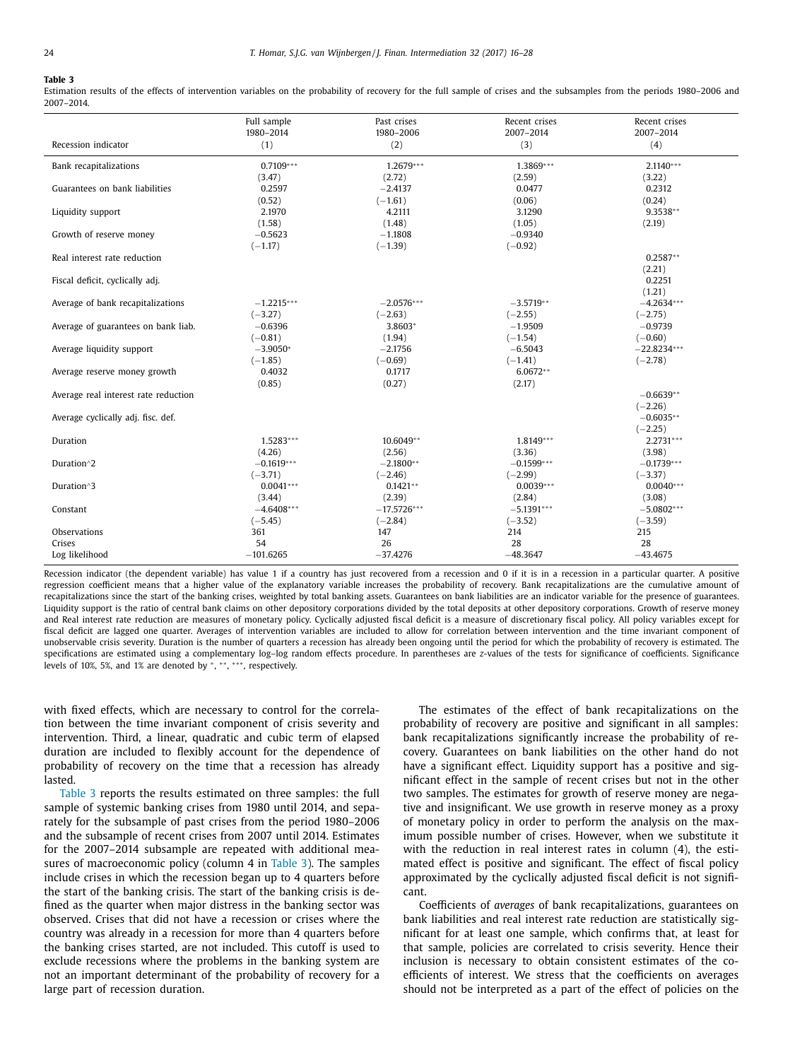**Table 3**

Estimation results of the effects of intervention variables on the probability of recovery for the full sample of crises and the subsamples from the periods 1980–2006 and 2007–2014.

| Recession indicator | Full sample 1980–2014 (1) | Past crises 1980–2006 (2) | Recent crises 2007–2014 (3) | Recent crises 2007–2014 (4) |
|---|---|---|---|---|
| Bank recapitalizations | 0.7109*** | 1.2679*** | 1.3869*** | 2.1140*** |
| | (3.47) | (2.72) | (2.59) | (3.22) |
| Guarantees on bank liabilities | 0.2597 | −2.4137 | 0.0477 | 0.2312 |
| | (0.52) | (−1.61) | (0.06) | (0.24) |
| Liquidity support | 2.1970 | 4.2111 | 3.1290 | 9.3538** |
| | (1.58) | (1.48) | (1.05) | (2.19) |
| Growth of reserve money | −0.5623 | −1.1808 | −0.9340 | |
| | (−1.17) | (−1.39) | (−0.92) | |
| Real interest rate reduction | | | | 0.2587** |
| | | | | (2.21) |
| Fiscal deficit, cyclically adj. | | | | 0.2251 |
| | | | | (1.21) |
| Average of bank recapitalizations | −1.2215*** | −2.0576*** | −3.5719** | −4.2634*** |
| | (−3.27) | (−2.63) | (−2.55) | (−2.75) |
| Average of guarantees on bank liab. | −0.6396 | 3.8603* | −1.9509 | −0.9739 |
| | (−0.81) | (1.94) | (−1.54) | (−0.60) |
| Average liquidity support | −3.9050* | −2.1756 | −6.5043 | −22.8234*** |
| | (−1.85) | (−0.69) | (−1.41) | (−2.78) |
| Average reserve money growth | 0.4032 | 0.1717 | 6.0672** | |
| | (0.85) | (0.27) | (2.17) | |
| Average real interest rate reduction | | | | −0.6639** |
| | | | | (−2.26) |
| Average cyclically adj. fisc. def. | | | | −0.6035** |
| | | | | (−2.25) |
| Duration | 1.5283*** | 10.6049** | 1.8149*** | 2.2731*** |
| | (4.26) | (2.56) | (3.36) | (3.98) |
| Duration^2 | −0.1619*** | −2.1800** | −0.1599*** | −0.1739*** |
| | (−3.71) | (−2.46) | (−2.99) | (−3.37) |
| Duration^3 | 0.0041*** | 0.1421** | 0.0039*** | 0.0040*** |
| | (3.44) | (2.39) | (2.84) | (3.08) |
| Constant | −4.6408*** | −17.5726*** | −5.1391*** | −5.0802*** |
| | (−5.45) | (−2.84) | (−3.52) | (−3.59) |
| Observations | 361 | 147 | 214 | 215 |
| Crises | 54 | 26 | 28 | 28 |
| Log likelihood | −101.6265 | −37.4276 | −48.3647 | −43.4675 |

Recession indicator (the dependent variable) has value 1 if a country has just recovered from a recession and 0 if it is in a recession in a particular quarter. A positive regression coefficient means that a higher value of the explanatory variable increases the probability of recovery. Bank recapitalizations are the cumulative amount of recapitalizations since the start of the banking crises, weighted by total banking assets. Guarantees on bank liabilities are an indicator variable for the presence of guarantees. Liquidity support is the ratio of central bank claims on other depository corporations divided by the total deposits at other depository corporations. Growth of reserve money and Real interest rate reduction are measures of monetary policy. Cyclically adjusted fiscal deficit is a measure of discretionary fiscal policy. All policy variables except for fiscal deficit are lagged one quarter. Averages of intervention variables are included to allow for correlation between intervention and the time invariant component of unobservable crisis severity. Duration is the number of quarters a recession has already been ongoing until the period for which the probability of recovery is estimated. The specifications are estimated using a complementary log–log random effects procedure. In parentheses are z-values of the tests for significance of coefficients. Significance levels of 10%, 5%, and 1% are denoted by *, **, ***, respectively.

with fixed effects, which are necessary to control for the correlation between the time invariant component of crisis severity and intervention. Third, a linear, quadratic and cubic term of elapsed duration are included to flexibly account for the dependence of probability of recovery on the time that a recession has already lasted.

Table 3 reports the results estimated on three samples: the full sample of systemic banking crises from 1980 until 2014, and separately for the subsample of past crises from the period 1980–2006 and the subsample of recent crises from 2007 until 2014. Estimates for the 2007–2014 subsample are repeated with additional measures of macroeconomic policy (column 4 in Table 3). The samples include crises in which the recession began up to 4 quarters before the start of the banking crisis. The start of the banking crisis is defined as the quarter when major distress in the banking sector was observed. Crises that did not have a recession or crises where the country was already in a recession for more than 4 quarters before the banking crises started, are not included. This cutoff is used to exclude recessions where the problems in the banking system are not an important determinant of the probability of recovery for a large part of recession duration.

The estimates of the effect of bank recapitalizations on the probability of recovery are positive and significant in all samples: bank recapitalizations significantly increase the probability of recovery. Guarantees on bank liabilities on the other hand do not have a significant effect. Liquidity support has a positive and significant effect in the sample of recent crises but not in the other two samples. The estimates for growth of reserve money are negative and insignificant. We use growth in reserve money as a proxy of monetary policy in order to perform the analysis on the maximum possible number of crises. However, when we substitute it with the reduction in real interest rates in column (4), the estimated effect is positive and significant. The effect of fiscal policy approximated by the cyclically adjusted fiscal deficit is not significant.

Coefficients of *averages* of bank recapitalizations, guarantees on bank liabilities and real interest rate reduction are statistically significant for at least one sample, which confirms that, at least for that sample, policies are correlated to crisis severity. Hence their inclusion is necessary to obtain consistent estimates of the coefficients of interest. We stress that the coefficients on averages should not be interpreted as a part of the effect of policies on the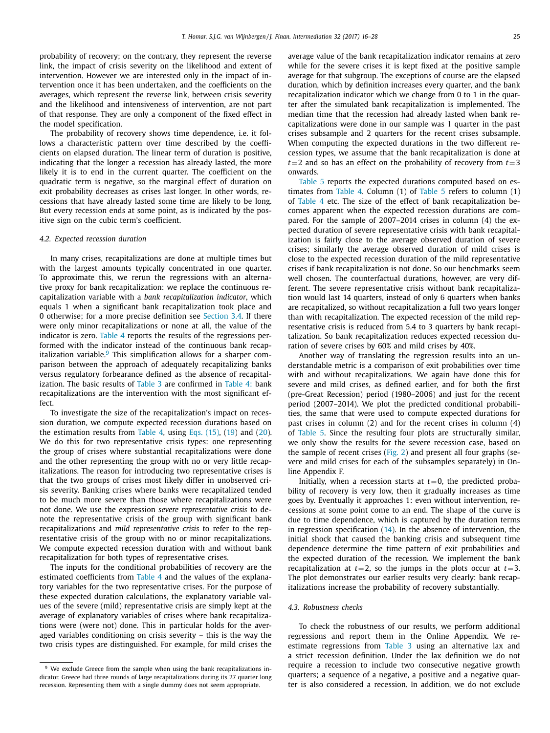probability of recovery; on the contrary, they represent the reverse link, the impact of crisis severity on the likelihood and extent of intervention. However we are interested only in the impact of intervention once it has been undertaken, and the coefficients on the averages, which represent the reverse link, between crisis severity and the likelihood and intensiveness of intervention, are not part of that response. They are only a component of the fixed effect in the model specification.

The probability of recovery shows time dependence, i.e. it follows a characteristic pattern over time described by the coefficients on elapsed duration. The linear term of duration is positive, indicating that the longer a recession has already lasted, the more likely it is to end in the current quarter. The coefficient on the quadratic term is negative, so the marginal effect of duration on exit probability decreases as crises last longer. In other words, recessions that have already lasted some time are likely to be long. But every recession ends at some point, as is indicated by the positive sign on the cubic term's coefficient.

### 4.2. Expected recession duration

In many crises, recapitalizations are done at multiple times but with the largest amounts typically concentrated in one quarter. To approximate this, we rerun the regressions with an alternative proxy for bank recapitalization: we replace the continuous recapitalization variable with a *bank recapitalization indicator*, which equals 1 when a significant bank recapitalization took place and 0 otherwise; for a more precise definition see Section 3.4. If there were only minor recapitalizations or none at all, the value of the indicator is zero. Table 4 reports the results of the regressions performed with the indicator instead of the continuous bank recapitalization variable.[9] This simplification allows for a sharper comparison between the approach of adequately recapitalizing banks versus regulatory forbearance defined as the absence of recapitalization. The basic results of Table 3 are confirmed in Table 4: bank recapitalizations are the intervention with the most significant effect.

To investigate the size of the recapitalization's impact on recession duration, we compute expected recession durations based on the estimation results from Table 4, using Eqs. (15), (19) and (20). We do this for two representative crisis types: one representing the group of crises where substantial recapitalizations were done and the other representing the group with no or very little recapitalizations. The reason for introducing two representative crises is that the two groups of crises most likely differ in unobserved crisis severity. Banking crises where banks were recapitalized tended to be much more severe than those where recapitalizations were not done. We use the expression *severe representative crisis* to denote the representative crisis of the group with significant bank recapitalizations and *mild representative crisis* to refer to the representative crisis of the group with no or minor recapitalizations. We compute expected recession duration with and without bank recapitalization for both types of representative crises.

The inputs for the conditional probabilities of recovery are the estimated coefficients from Table 4 and the values of the explanatory variables for the two representative crises. For the purpose of these expected duration calculations, the explanatory variable values of the severe (mild) representative crisis are simply kept at the average of explanatory variables of crises where bank recapitalizations were (were not) done. This in particular holds for the averaged variables conditioning on crisis severity – this is the way the two crisis types are distinguished. For example, for mild crises the average value of the bank recapitalization indicator remains at zero while for the severe crises it is kept fixed at the positive sample average for that subgroup. The exceptions of course are the elapsed duration, which by definition increases every quarter, and the bank recapitalization indicator which we change from 0 to 1 in the quarter after the simulated bank recapitalization is implemented. The median time that the recession had already lasted when bank recapitalizations were done in our sample was 1 quarter in the past crises subsample and 2 quarters for the recent crises subsample. When computing the expected durations in the two different recession types, we assume that the bank recapitalization is done at $t=2$ and so has an effect on the probability of recovery from $t=3$ onwards.

Table 5 reports the expected durations computed based on estimates from Table 4. Column (1) of Table 5 refers to column (1) of Table 4 etc. The size of the effect of bank recapitalization becomes apparent when the expected recession durations are compared. For the sample of 2007–2014 crises in column (4) the expected duration of severe representative crisis with bank recapitalization is fairly close to the average observed duration of severe crises; similarly the average observed duration of mild crises is close to the expected recession duration of the mild representative crises if bank recapitalization is not done. So our benchmarks seem well chosen. The counterfactual durations, however, are very different. The severe representative crisis without bank recapitalization would last 14 quarters, instead of only 6 quarters when banks are recapitalized, so without recapitalization a full two years longer than with recapitalization. The expected recession of the mild representative crisis is reduced from 5.4 to 3 quarters by bank recapitalization. So bank recapitalization reduces expected recession duration of severe crises by 60% and mild crises by 40%.

Another way of translating the regression results into an understandable metric is a comparison of exit probabilities over time with and without recapitalizations. We again have done this for severe and mild crises, as defined earlier, and for both the first (pre-Great Recession) period (1980–2006) and just for the recent period (2007–2014). We plot the predicted conditional probabilities, the same that were used to compute expected durations for past crises in column (2) and for the recent crises in column (4) of Table 5. Since the resulting four plots are structurally similar, we only show the results for the severe recession case, based on the sample of recent crises (Fig. 2) and present all four graphs (severe and mild crises for each of the subsamples separately) in Online Appendix F.

Initially, when a recession starts at $t=0$, the predicted probability of recovery is very low, then it gradually increases as time goes by. Eventually it approaches 1: even without intervention, recessions at some point come to an end. The shape of the curve is due to time dependence, which is captured by the duration terms in regression specification (14). In the absence of intervention, the initial shock that caused the banking crisis and subsequent time dependence determine the time pattern of exit probabilities and the expected duration of the recession. We implement the bank recapitalization at $t=2$, so the jumps in the plots occur at $t=3$. The plot demonstrates our earlier results very clearly: bank recapitalizations increase the probability of recovery substantially.

### 4.3. Robustness checks

To check the robustness of our results, we perform additional regressions and report them in the Online Appendix. We re-estimate regressions from Table 3 using an alternative lax and a strict recession definition. Under the lax definition we do not require a recession to include two consecutive negative growth quarters; a sequence of a negative, a positive and a negative quarter is also considered a recession. In addition, we do not exclude

[9] We exclude Greece from the sample when using the bank recapitalizations indicator. Greece had three rounds of large recapitalizations during its 27 quarter long recession. Representing them with a single dummy does not seem appropriate.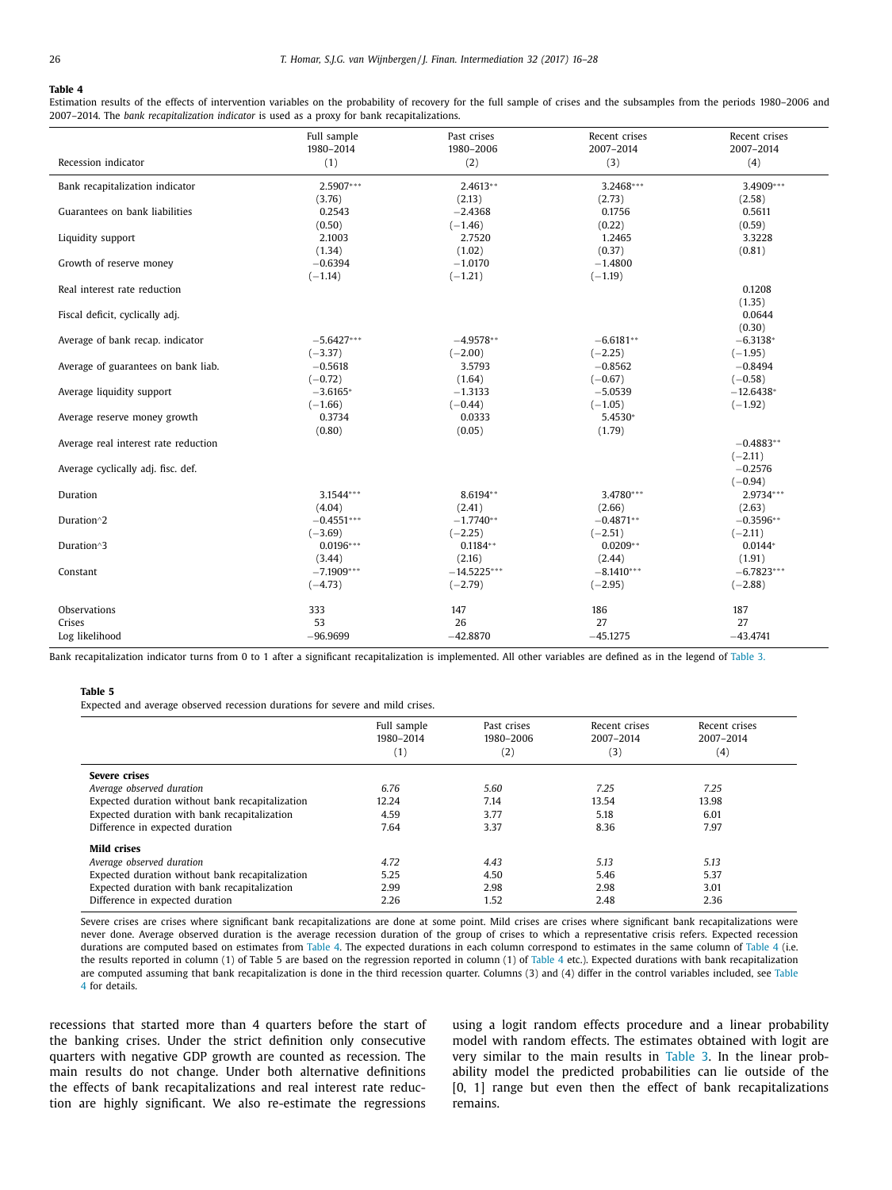**Table 4**

Estimation results of the effects of intervention variables on the probability of recovery for the full sample of crises and the subsamples from the periods 1980–2006 and 2007–2014. The *bank recapitalization indicator* is used as a proxy for bank recapitalizations.

| Recession indicator | Full sample 1980–2014 (1) | Past crises 1980–2006 (2) | Recent crises 2007–2014 (3) | Recent crises 2007–2014 (4) |
|---|---|---|---|---|
| Bank recapitalization indicator | 2.5907*** | 2.4613** | 3.2468*** | 3.4909*** |
| | (3.76) | (2.13) | (2.73) | (2.58) |
| Guarantees on bank liabilities | 0.2543 | −2.4368 | 0.1756 | 0.5611 |
| | (0.50) | (−1.46) | (0.22) | (0.59) |
| Liquidity support | 2.1003 | 2.7520 | 1.2465 | 3.3228 |
| | (1.34) | (1.02) | (0.37) | (0.81) |
| Growth of reserve money | −0.6394 | −1.0170 | −1.4800 | |
| | (−1.14) | (−1.21) | (−1.19) | |
| Real interest rate reduction | | | | 0.1208 |
| | | | | (1.35) |
| Fiscal deficit, cyclically adj. | | | | 0.0644 |
| | | | | (0.30) |
| Average of bank recap. indicator | −5.6427*** | −4.9578** | −6.6181** | −6.3138* |
| | (−3.37) | (−2.00) | (−2.25) | (−1.95) |
| Average of guarantees on bank liab. | −0.5618 | 3.5793 | −0.8562 | −0.8494 |
| | (−0.72) | (1.64) | (−0.67) | (−0.58) |
| Average liquidity support | −3.6165* | −1.3133 | −5.0539 | −12.6438* |
| | (−1.66) | (−0.44) | (−1.05) | (−1.92) |
| Average reserve money growth | 0.3734 | 0.0333 | 5.4530* | |
| | (0.80) | (0.05) | (1.79) | |
| Average real interest rate reduction | | | | −0.4883** |
| | | | | (−2.11) |
| Average cyclically adj. fisc. def. | | | | −0.2576 |
| | | | | (−0.94) |
| Duration | 3.1544*** | 8.6194** | 3.4780*** | 2.9734*** |
| | (4.04) | (2.41) | (2.66) | (2.63) |
| Duration^2 | −0.4551*** | −1.7740** | −0.4871** | −0.3596** |
| | (−3.69) | (−2.25) | (−2.51) | (−2.11) |
| Duration^3 | 0.0196*** | 0.1184** | 0.0209** | 0.0144* |
| | (3.44) | (2.16) | (2.44) | (1.91) |
| Constant | −7.1909*** | −14.5225*** | −8.1410*** | −6.7823*** |
| | (−4.73) | (−2.79) | (−2.95) | (−2.88) |
| Observations | 333 | 147 | 186 | 187 |
| Crises | 53 | 26 | 27 | 27 |
| Log likelihood | −96.9699 | −42.8870 | −45.1275 | −43.4741 |

Bank recapitalization indicator turns from 0 to 1 after a significant recapitalization is implemented. All other variables are defined as in the legend of Table 3.

**Table 5**

Expected and average observed recession durations for severe and mild crises.

| | Full sample 1980–2014 (1) | Past crises 1980–2006 (2) | Recent crises 2007–2014 (3) | Recent crises 2007–2014 (4) |
|---|---|---|---|---|
| **Severe crises** | | | | |
| *Average observed duration* | *6.76* | *5.60* | *7.25* | *7.25* |
| Expected duration without bank recapitalization | 12.24 | 7.14 | 13.54 | 13.98 |
| Expected duration with bank recapitalization | 4.59 | 3.77 | 5.18 | 6.01 |
| Difference in expected duration | 7.64 | 3.37 | 8.36 | 7.97 |
| **Mild crises** | | | | |
| *Average observed duration* | *4.72* | *4.43* | *5.13* | *5.13* |
| Expected duration without bank recapitalization | 5.25 | 4.50 | 5.46 | 5.37 |
| Expected duration with bank recapitalization | 2.99 | 2.98 | 2.98 | 3.01 |
| Difference in expected duration | 2.26 | 1.52 | 2.48 | 2.36 |

Severe crises are crises where significant bank recapitalizations are done at some point. Mild crises are crises where significant bank recapitalizations were never done. Average observed duration is the average recession duration of the group of crises to which a representative crisis refers. Expected recession durations are computed based on estimates from Table 4. The expected durations in each column correspond to estimates in the same column of Table 4 (i.e. the results reported in column (1) of Table 5 are based on the regression reported in column (1) of Table 4 etc.). Expected durations with bank recapitalization are computed assuming that bank recapitalization is done in the third recession quarter. Columns (3) and (4) differ in the control variables included, see Table 4 for details.

recessions that started more than 4 quarters before the start of the banking crises. Under the strict definition only consecutive quarters with negative GDP growth are counted as recession. The main results do not change. Under both alternative definitions the effects of bank recapitalizations and real interest rate reduction are highly significant. We also re-estimate the regressions using a logit random effects procedure and a linear probability model with random effects. The estimates obtained with logit are very similar to the main results in Table 3. In the linear probability model the predicted probabilities can lie outside of the [0, 1] range but even then the effect of bank recapitalizations remains.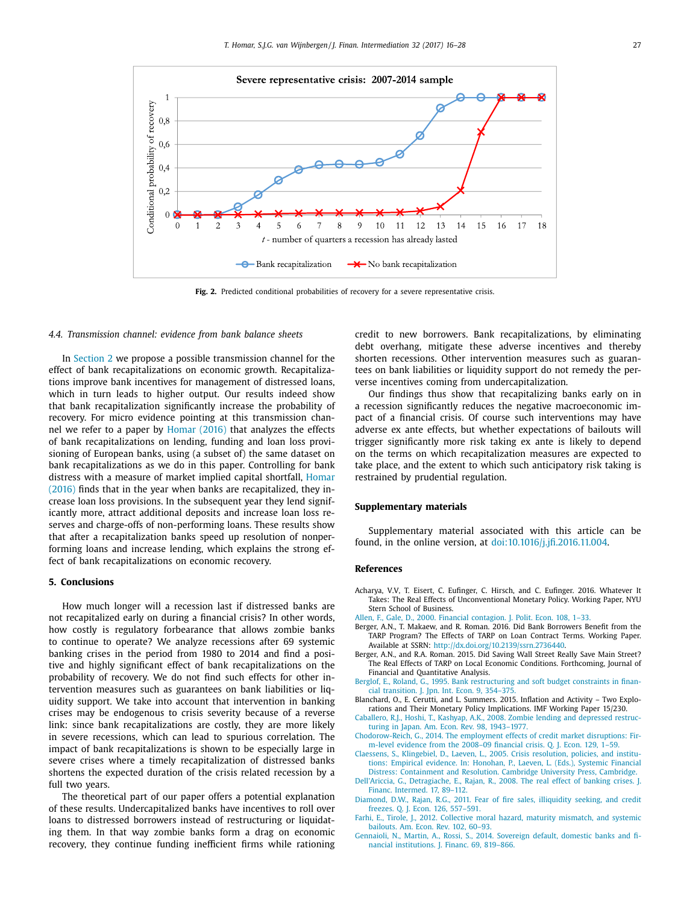**Fig. 2.** Predicted conditional probabilities of recovery for a severe representative crisis.

### 4.4. Transmission channel: evidence from bank balance sheets

In Section 2 we propose a possible transmission channel for the effect of bank recapitalizations on economic growth. Recapitalizations improve bank incentives for management of distressed loans, which in turn leads to higher output. Our results indeed show that bank recapitalization significantly increase the probability of recovery. For micro evidence pointing at this transmission channel we refer to a paper by Homar (2016) that analyzes the effects of bank recapitalizations on lending, funding and loan loss provisioning of European banks, using (a subset of) the same dataset on bank recapitalizations as we do in this paper. Controlling for bank distress with a measure of market implied capital shortfall, Homar (2016) finds that in the year when banks are recapitalized, they increase loan loss provisions. In the subsequent year they lend significantly more, attract additional deposits and increase loan loss reserves and charge-offs of non-performing loans. These results show that after a recapitalization banks speed up resolution of nonperforming loans and increase lending, which explains the strong effect of bank recapitalizations on economic recovery.

## 5. Conclusions

How much longer will a recession last if distressed banks are not recapitalized early on during a financial crisis? In other words, how costly is regulatory forbearance that allows zombie banks to continue to operate? We analyze recessions after 69 systemic banking crises in the period from 1980 to 2014 and find a positive and highly significant effect of bank recapitalizations on the probability of recovery. We do not find such effects for other intervention measures such as guarantees on bank liabilities or liquidity support. We take into account that intervention in banking crises may be endogenous to crisis severity because of a reverse link: since bank recapitalizations are costly, they are more likely in severe recessions, which can lead to spurious correlation. The impact of bank recapitalizations is shown to be especially large in severe crises where a timely recapitalization of distressed banks shortens the expected duration of the crisis related recession by a full two years.

The theoretical part of our paper offers a potential explanation of these results. Undercapitalized banks have incentives to roll over loans to distressed borrowers instead of restructuring or liquidating them. In that way zombie banks form a drag on economic recovery, they continue funding inefficient firms while rationing credit to new borrowers. Bank recapitalizations, by eliminating debt overhang, mitigate these adverse incentives and thereby shorten recessions. Other intervention measures such as guarantees on bank liabilities or liquidity support do not remedy the perverse incentives coming from undercapitalization.

Our findings thus show that recapitalizing banks early on in a recession significantly reduces the negative macroeconomic impact of a financial crisis. Of course such interventions may have adverse ex ante effects, but whether expectations of bailouts will trigger significantly more risk taking ex ante is likely to depend on the terms on which recapitalization measures are expected to take place, and the extent to which such anticipatory risk taking is restrained by prudential regulation.

## Supplementary materials

Supplementary material associated with this article can be found, in the online version, at doi:10.1016/j.jfi.2016.11.004.

## References

Acharya, V.V, T. Eisert, C. Eufinger, C. Hirsch, and C. Eufinger. 2016. Whatever It Takes: The Real Effects of Unconventional Monetary Policy. Working Paper, NYU Stern School of Business.

Allen, F., Gale, D., 2000. Financial contagion. J. Polit. Econ. 108, 1–33.

Berger, A.N., T. Makaew, and R. Roman. 2016. Did Bank Borrowers Benefit from the TARP Program? The Effects of TARP on Loan Contract Terms. Working Paper. Available at SSRN: http://dx.doi.org/10.2139/ssrn.2736440.

Berger, A.N., and R.A. Roman. 2015. Did Saving Wall Street Really Save Main Street? The Real Effects of TARP on Local Economic Conditions. Forthcoming, Journal of Financial and Quantitative Analysis.

Berglof, E., Roland, G., 1995. Bank restructuring and soft budget constraints in financial transition. J. Jpn. Int. Econ. 9, 354–375.

Blanchard, O., E. Cerutti, and L. Summers. 2015. Inflation and Activity – Two Explorations and Their Monetary Policy Implications. IMF Working Paper 15/230.

Caballero, R.J., Hoshi, T., Kashyap, A.K., 2008. Zombie lending and depressed restructuring in Japan. Am. Econ. Rev. 98, 1943–1977.

Chodorow-Reich, G., 2014. The employment effects of credit market disruptions: Firm-level evidence from the 2008–09 financial crisis. Q. J. Econ. 129, 1–59.

Claessens, S., Klingebiel, D., Laeven, L., 2005. Crisis resolution, policies, and institutions: Empirical evidence. In: Honohan, P., Laeven, L. (Eds.), Systemic Financial Distress: Containment and Resolution. Cambridge University Press, Cambridge.

Dell'Ariccia, G., Detragiache, E., Rajan, R., 2008. The real effect of banking crises. J. Financ. Intermed. 17, 89–112.

Diamond, D.W., Rajan, R.G., 2011. Fear of fire sales, illiquidity seeking, and credit freezes. Q. J. Econ. 126, 557–591.

Farhi, E., Tirole, J., 2012. Collective moral hazard, maturity mismatch, and systemic bailouts. Am. Econ. Rev. 102, 60–93.

Gennaioli, N., Martin, A., Rossi, S., 2014. Sovereign default, domestic banks and financial institutions. J. Financ. 69, 819–866.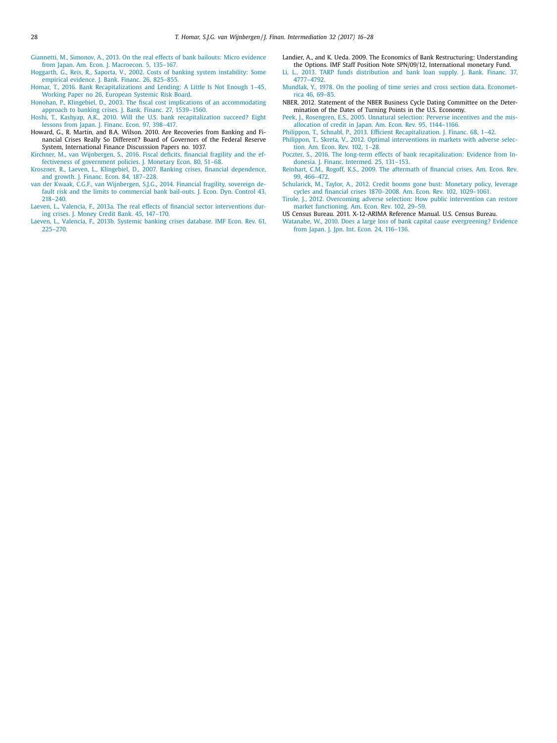Giannetti, M., Simonov, A., 2013. On the real effects of bank bailouts: Micro evidence from Japan. Am. Econ. J. Macroecon. 5, 135–167.

Hoggarth, G., Reis, R., Saporta, V., 2002. Costs of banking system instability: Some empirical evidence. J. Bank. Financ. 26, 825–855.

Homar, T., 2016. Bank Recapitalizations and Lending: A Little Is Not Enough 1–45, Working Paper no 26, European Systemic Risk Board.

Honohan, P., Klingebiel, D., 2003. The fiscal cost implications of an accommodating approach to banking crises. J. Bank. Financ. 27, 1539–1560.

Hoshi, T., Kashyap, A.K., 2010. Will the U.S. bank recapitalization succeed? Eight lessons from Japan. J. Financ. Econ. 97, 398–417.

Howard, G., R. Martin, and B.A. Wilson. 2010. Are Recoveries from Banking and Financial Crises Really So Different? Board of Governors of the Federal Reserve System, International Finance Discusssion Papers no. 1037.

Kirchner, M., van Wijnbergen, S., 2016. Fiscal deficits, financial fragility and the effectiveness of government policies. J. Monetary Econ. 80, 51–68.

Kroszner, R., Laeven, L., Klingebiel, D., 2007. Banking crises, financial dependence, and growth. J. Financ. Econ. 84, 187–228.

van der Kwaak, C.G.F., van Wijnbergen, S.J.G., 2014. Financial fragility, sovereign default risk and the limits to commercial bank bail-outs. J. Econ. Dyn. Control 43, 218–240.

Laeven, L., Valencia, F., 2013a. The real effects of financial sector interventions during crises. J. Money Credit Bank. 45, 147–170.

Laeven, L., Valencia, F., 2013b. Systemic banking crises database. IMF Econ. Rev. 61, 225–270.

Landier, A., and K. Ueda. 2009. The Economics of Bank Restructuring: Understanding the Options. IMF Staff Position Note SPN/09/12, International monetary Fund.

Li, L., 2013. TARP funds distribution and bank loan supply. J. Bank. Financ. 37, 4777–4792.

Mundlak, Y., 1978. On the pooling of time series and cross section data. Econometrica 46, 69–85.

NBER. 2012. Statement of the NBER Business Cycle Dating Committee on the Determination of the Dates of Turning Points in the U.S. Economy.

Peek, J., Rosengren, E.S., 2005. Unnatural selection: Perverse incentives and the misallocation of credit in Japan. Am. Econ. Rev. 95, 1144–1166.

Philippon, T., Schnabl, P., 2013. Efficient Recapitalization. J. Financ. 68, 1–42.

Philippon, T., Skreta, V., 2012. Optimal interventions in markets with adverse selection. Am. Econ. Rev. 102, 1–28.

Poczter, S., 2016. The long-term effects of bank recapitalization: Evidence from Indonesia. J. Financ. Intermed. 25, 131–153.

Reinhart, C.M., Rogoff, K.S., 2009. The aftermath of financial crises. Am. Econ. Rev. 99, 466–472.

Schularick, M., Taylor, A., 2012. Credit booms gone bust: Monetary policy, leverage cycles and financial crises 1870–2008. Am. Econ. Rev. 102, 1029–1061.

Tirole, J., 2012. Overcoming adverse selection: How public intervention can restore market functioning. Am. Econ. Rev. 102, 29–59.

US Census Bureau. 2011. X-12-ARIMA Reference Manual. U.S. Census Bureau.

Watanabe, W., 2010. Does a large loss of bank capital cause evergreening? Evidence from Japan. J. Jpn. Int. Econ. 24, 116–136.